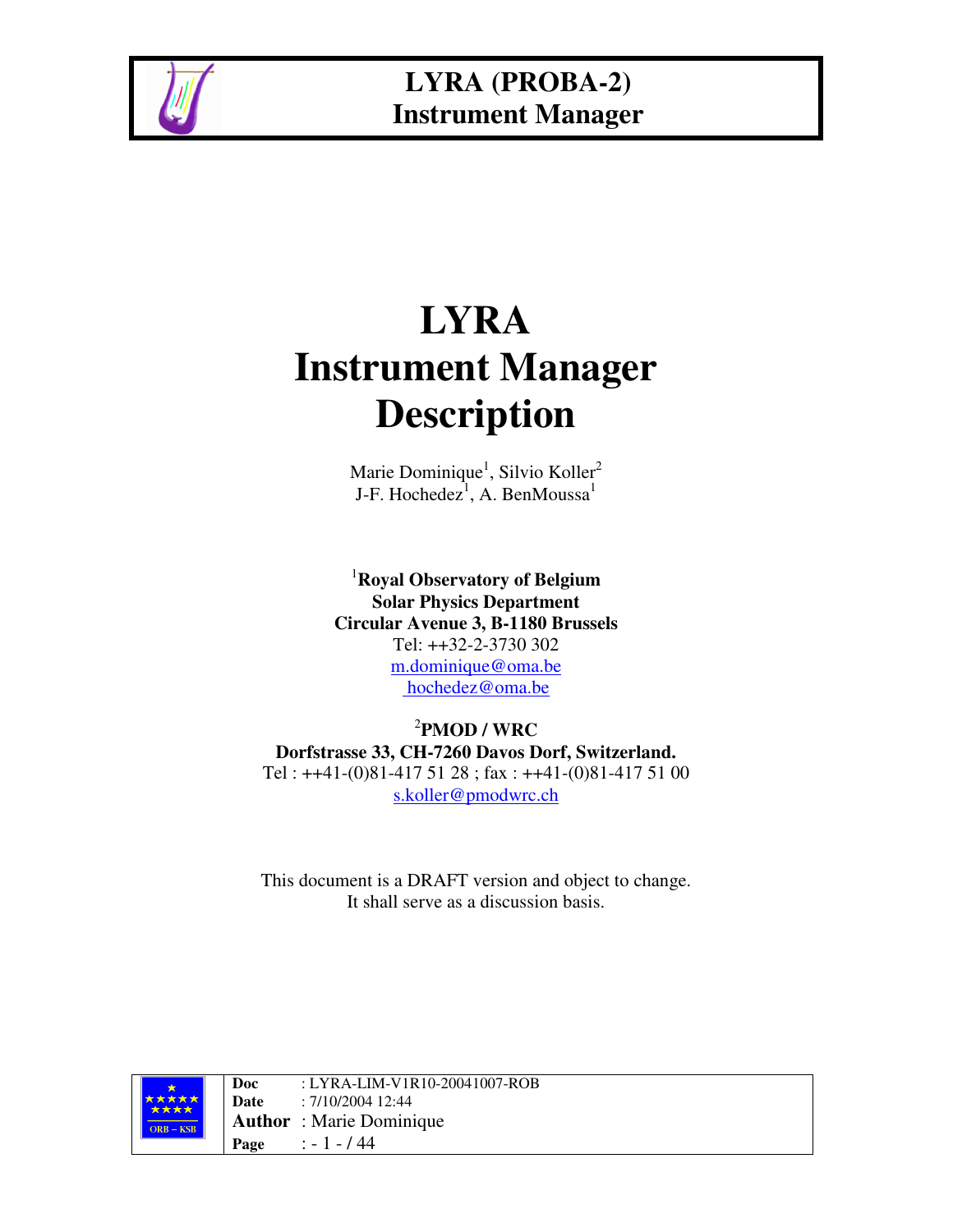# LYRA Instrument Manager Description

Marie Dominique[1], Silvio Koller[2]
J-F. Hochedez[1], A. BenMoussa[1]

[1]**Royal Observatory of Belgium**
**Solar Physics Department**
**Circular Avenue 3, B-1180 Brussels**
Tel: ++32-2-3730 302
m.dominique@oma.be
hochedez@oma.be

[2]**PMOD / WRC**
**Dorfstrasse 33, CH-7260 Davos Dorf, Switzerland.**
Tel : ++41-(0)81-417 51 28 ; fax : ++41-(0)81-417 51 00
s.koller@pmodwrc.ch

This document is a DRAFT version and object to change.
It shall serve as a discussion basis.

| | |
|---|---|
| **Doc** | : LYRA-LIM-V1R10-20041007-ROB |
| **Date** | : 7/10/2004 12:44 |
| **Author** | : Marie Dominique |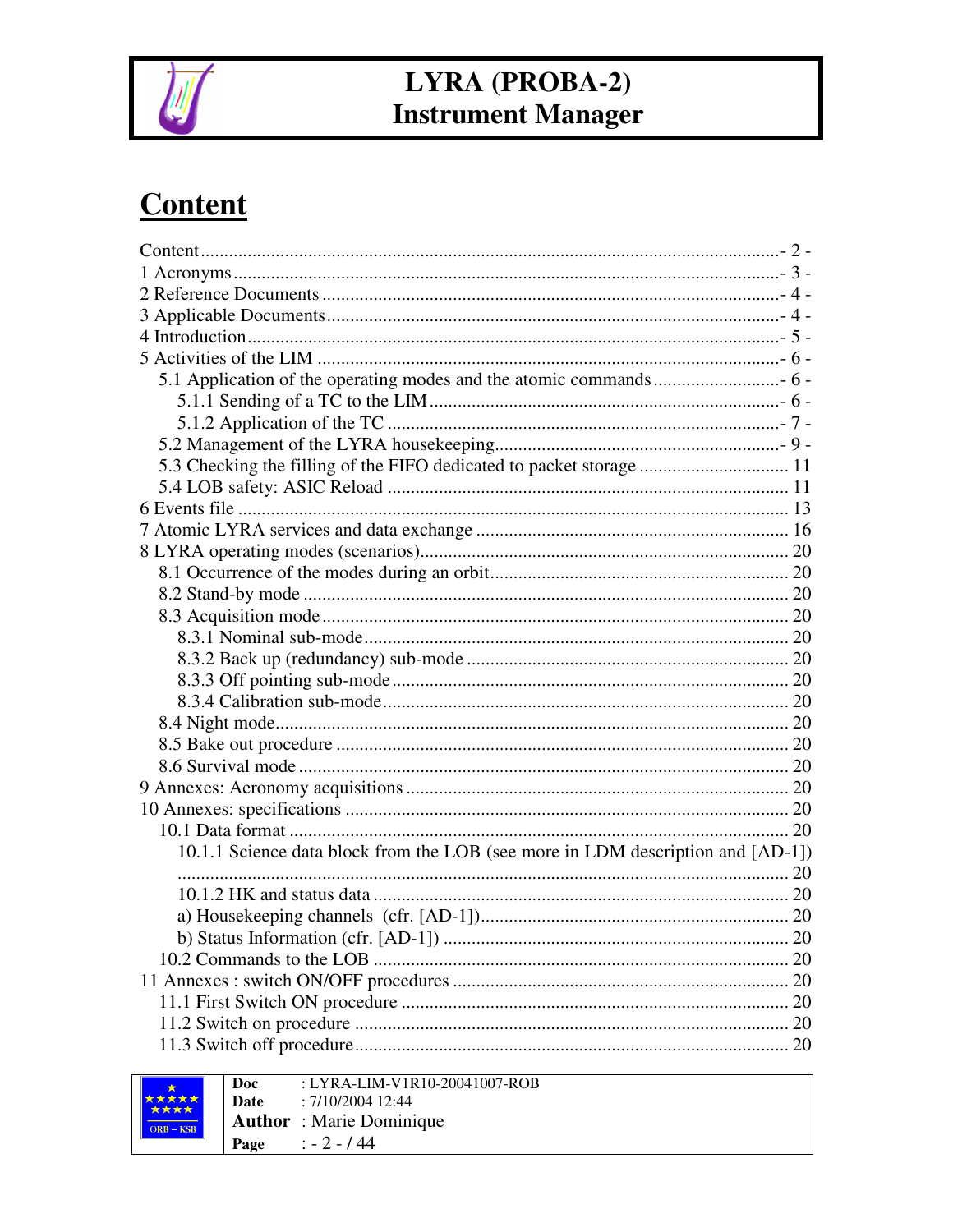# Content

Content ........................................................................................................................- 2 -
1 Acronyms ....................................................................................................................- 3 -
2 Reference Documents ..................................................................................................- 4 -
3 Applicable Documents..................................................................................................- 4 -
4 Introduction..................................................................................................................- 5 -
5 Activities of the LIM ...................................................................................................- 6 -
    5.1 Application of the operating modes and the atomic commands...........................- 6 -
        5.1.1 Sending of a TC to the LIM............................................................................- 6 -
        5.1.2 Application of the TC ....................................................................................- 7 -
    5.2 Management of the LYRA housekeeping.............................................................- 9 -
    5.3 Checking the filling of the FIFO dedicated to packet storage ............................... 11
    5.4 LOB safety: ASIC Reload ..................................................................................... 11
6 Events file ..................................................................................................................... 13
7 Atomic LYRA services and data exchange .................................................................. 16
8 LYRA operating modes (scenarios)............................................................................... 20
    8.1 Occurrence of the modes during an orbit.............................................................. 20
    8.2 Stand-by mode ....................................................................................................... 20
    8.3 Acquisition mode ................................................................................................... 20
        8.3.1 Nominal sub-mode........................................................................................... 20
        8.3.2 Back up (redundancy) sub-mode .................................................................... 20
        8.3.3 Off pointing sub-mode..................................................................................... 20
        8.3.4 Calibration sub-mode...................................................................................... 20
    8.4 Night mode............................................................................................................. 20
    8.5 Bake out procedure ................................................................................................ 20
    8.6 Survival mode ........................................................................................................ 20
9 Annexes: Aeronomy acquisitions ................................................................................. 20
10 Annexes: specifications .............................................................................................. 20
    10.1 Data format .......................................................................................................... 20
        10.1.1 Science data block from the LOB (see more in LDM description and [AD-1]) ................................................................................................................................ 20
        10.1.2 HK and status data ........................................................................................ 20
        a) Housekeeping channels (cfr. [AD-1]).................................................................. 20
        b) Status Information (cfr. [AD-1]) .......................................................................... 20
    10.2 Commands to the LOB ........................................................................................ 20
11 Annexes : switch ON/OFF procedures ....................................................................... 20
    11.1 First Switch ON procedure .................................................................................. 20
    11.2 Switch on procedure ............................................................................................ 20
    11.3 Switch off procedure............................................................................................ 20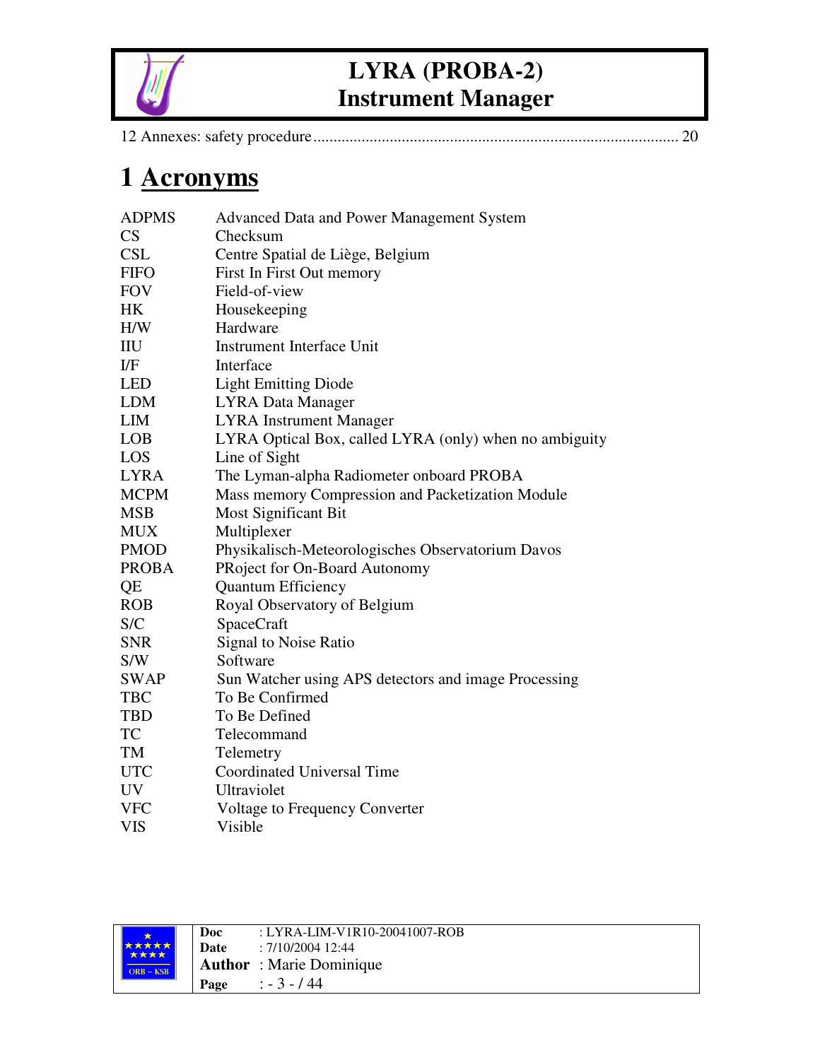12 Annexes: safety procedure ........................................................................................... 20

# 1 Acronyms

| | |
|---|---|
| ADPMS | Advanced Data and Power Management System |
| CS | Checksum |
| CSL | Centre Spatial de Liège, Belgium |
| FIFO | First In First Out memory |
| FOV | Field-of-view |
| HK | Housekeeping |
| H/W | Hardware |
| IIU | Instrument Interface Unit |
| I/F | Interface |
| LED | Light Emitting Diode |
| LDM | LYRA Data Manager |
| LIM | LYRA Instrument Manager |
| LOB | LYRA Optical Box, called LYRA (only) when no ambiguity |
| LOS | Line of Sight |
| LYRA | The Lyman-alpha Radiometer onboard PROBA |
| MCPM | Mass memory Compression and Packetization Module |
| MSB | Most Significant Bit |
| MUX | Multiplexer |
| PMOD | Physikalisch-Meteorologisches Observatorium Davos |
| PROBA | PRoject for On-Board Autonomy |
| QE | Quantum Efficiency |
| ROB | Royal Observatory of Belgium |
| S/C | SpaceCraft |
| SNR | Signal to Noise Ratio |
| S/W | Software |
| SWAP | Sun Watcher using APS detectors and image Processing |
| TBC | To Be Confirmed |
| TBD | To Be Defined |
| TC | Telecommand |
| TM | Telemetry |
| UTC | Coordinated Universal Time |
| UV | Ultraviolet |
| VFC | Voltage to Frequency Converter |
| VIS | Visible |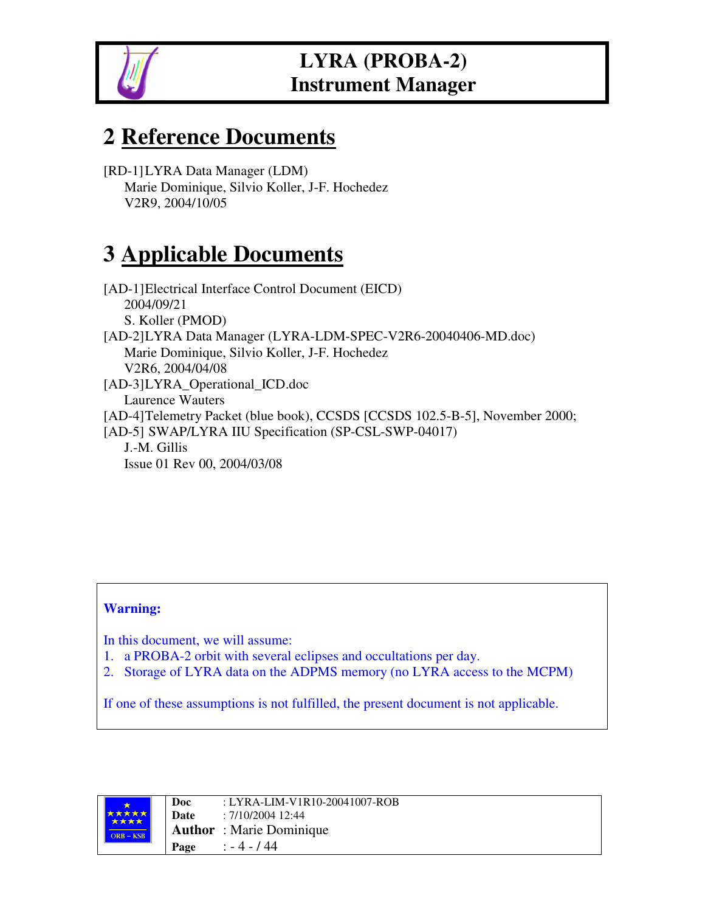# 2 Reference Documents

[RD-1] LYRA Data Manager (LDM)
Marie Dominique, Silvio Koller, J-F. Hochedez
V2R9, 2004/10/05

# 3 Applicable Documents

[AD-1] Electrical Interface Control Document (EICD)
2004/09/21
S. Koller (PMOD)

[AD-2] LYRA Data Manager (LYRA-LDM-SPEC-V2R6-20040406-MD.doc)
Marie Dominique, Silvio Koller, J-F. Hochedez
V2R6, 2004/04/08

[AD-3] LYRA_Operational_ICD.doc
Laurence Wauters

[AD-4] Telemetry Packet (blue book), CCSDS [CCSDS 102.5-B-5], November 2000;

[AD-5] SWAP/LYRA IIU Specification (SP-CSL-SWP-04017)
J.-M. Gillis
Issue 01 Rev 00, 2004/03/08

**Warning:**

In this document, we will assume:

1. a PROBA-2 orbit with several eclipses and occultations per day.
2. Storage of LYRA data on the ADPMS memory (no LYRA access to the MCPM)

If one of these assumptions is not fulfilled, the present document is not applicable.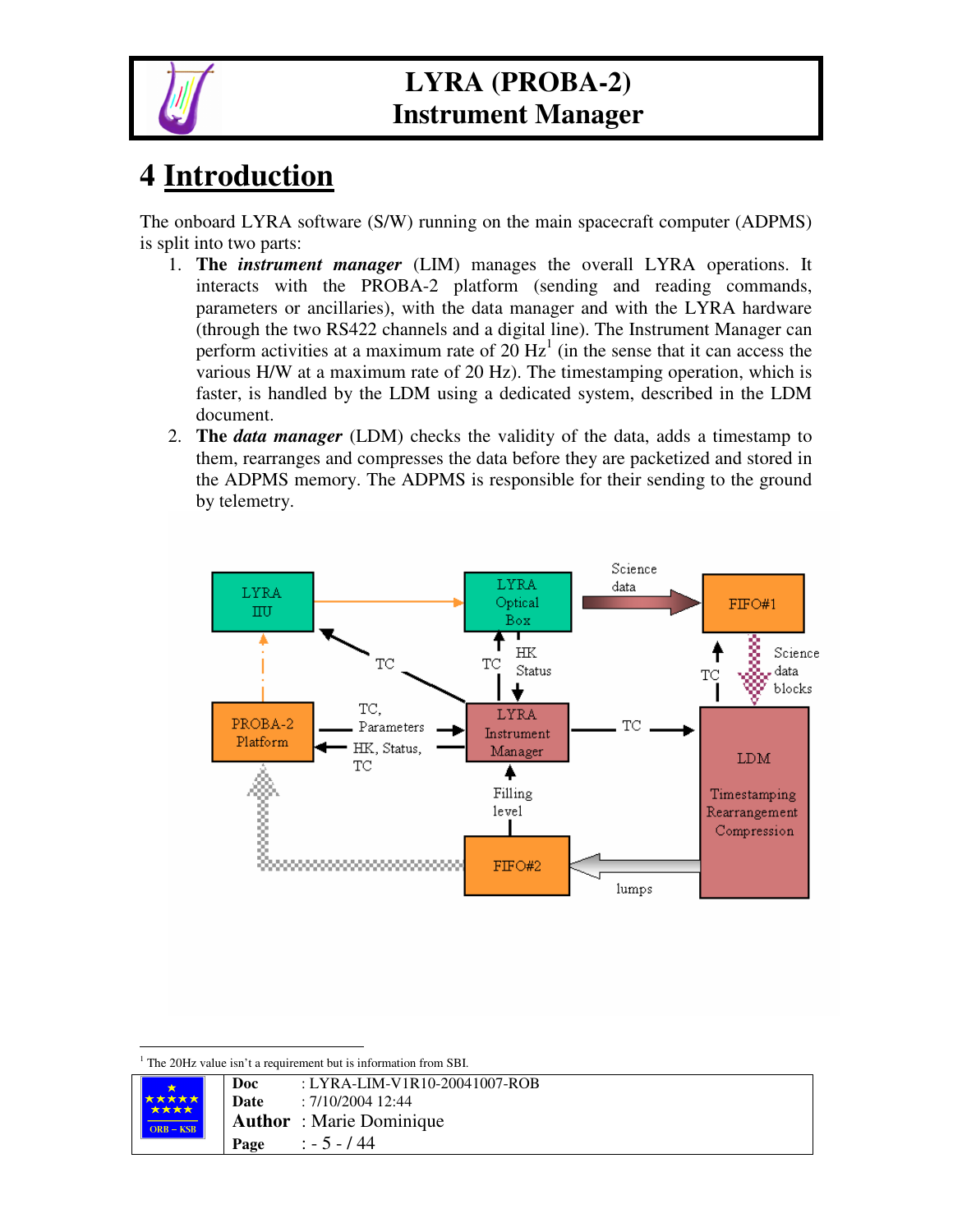# 4 Introduction

The onboard LYRA software (S/W) running on the main spacecraft computer (ADPMS) is split into two parts:

1. **The *instrument manager*** (LIM) manages the overall LYRA operations. It interacts with the PROBA-2 platform (sending and reading commands, parameters or ancillaries), with the data manager and with the LYRA hardware (through the two RS422 channels and a digital line). The Instrument Manager can perform activities at a maximum rate of 20 Hz[1] (in the sense that it can access the various H/W at a maximum rate of 20 Hz). The timestamping operation, which is faster, is handled by the LDM using a dedicated system, described in the LDM document.
2. **The *data manager*** (LDM) checks the validity of the data, adds a timestamp to them, rearranges and compresses the data before they are packetized and stored in the ADPMS memory. The ADPMS is responsible for their sending to the ground by telemetry.

LYRA IIU | LYRA Optical Box | Science data | FIFO#1 | TC | TC | HK Status | TC | Science data blocks | TC, Parameters | PROBA-2 Platform | HK, Status, TC | LYRA Instrument Manager | TC | LDM | Timestamping Rearrangement Compression | Filling level | FIFO#2 | lumps

[1] The 20Hz value isn't a requirement but is information from SBI.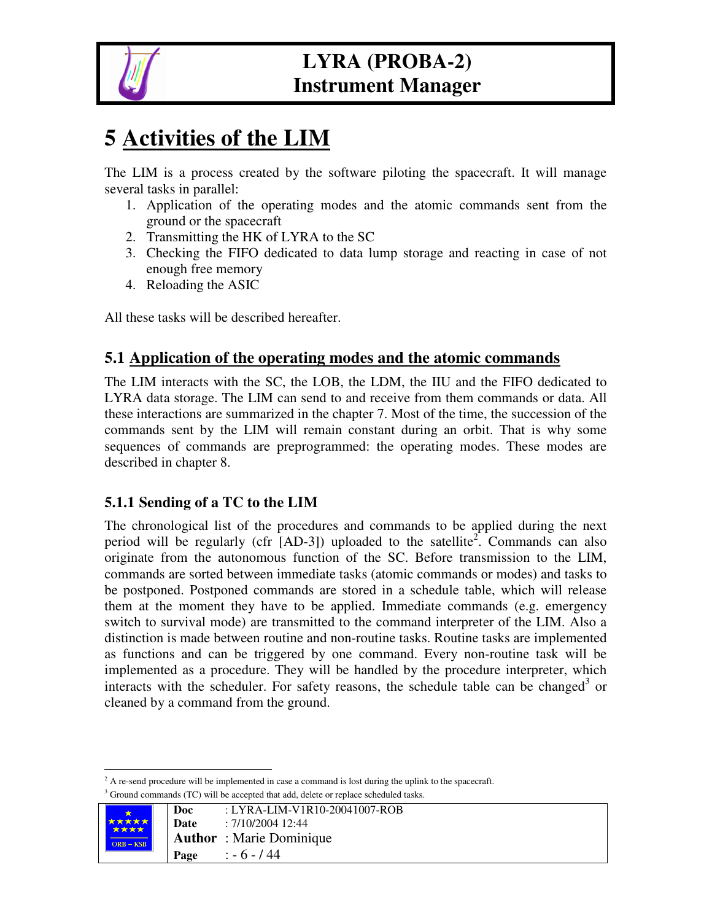# 5 Activities of the LIM

The LIM is a process created by the software piloting the spacecraft. It will manage several tasks in parallel:

1. Application of the operating modes and the atomic commands sent from the ground or the spacecraft
2. Transmitting the HK of LYRA to the SC
3. Checking the FIFO dedicated to data lump storage and reacting in case of not enough free memory
4. Reloading the ASIC

All these tasks will be described hereafter.

## 5.1 Application of the operating modes and the atomic commands

The LIM interacts with the SC, the LOB, the LDM, the IIU and the FIFO dedicated to LYRA data storage. The LIM can send to and receive from them commands or data. All these interactions are summarized in the chapter 7. Most of the time, the succession of the commands sent by the LIM will remain constant during an orbit. That is why some sequences of commands are preprogrammed: the operating modes. These modes are described in chapter 8.

### 5.1.1 Sending of a TC to the LIM

The chronological list of the procedures and commands to be applied during the next period will be regularly (cfr [AD-3]) uploaded to the satellite[2]. Commands can also originate from the autonomous function of the SC. Before transmission to the LIM, commands are sorted between immediate tasks (atomic commands or modes) and tasks to be postponed. Postponed commands are stored in a schedule table, which will release them at the moment they have to be applied. Immediate commands (e.g. emergency switch to survival mode) are transmitted to the command interpreter of the LIM. Also a distinction is made between routine and non-routine tasks. Routine tasks are implemented as functions and can be triggered by one command. Every non-routine task will be implemented as a procedure. They will be handled by the procedure interpreter, which interacts with the scheduler. For safety reasons, the schedule table can be changed[3] or cleaned by a command from the ground.

[2] A re-send procedure will be implemented in case a command is lost during the uplink to the spacecraft.

[3] Ground commands (TC) will be accepted that add, delete or replace scheduled tasks.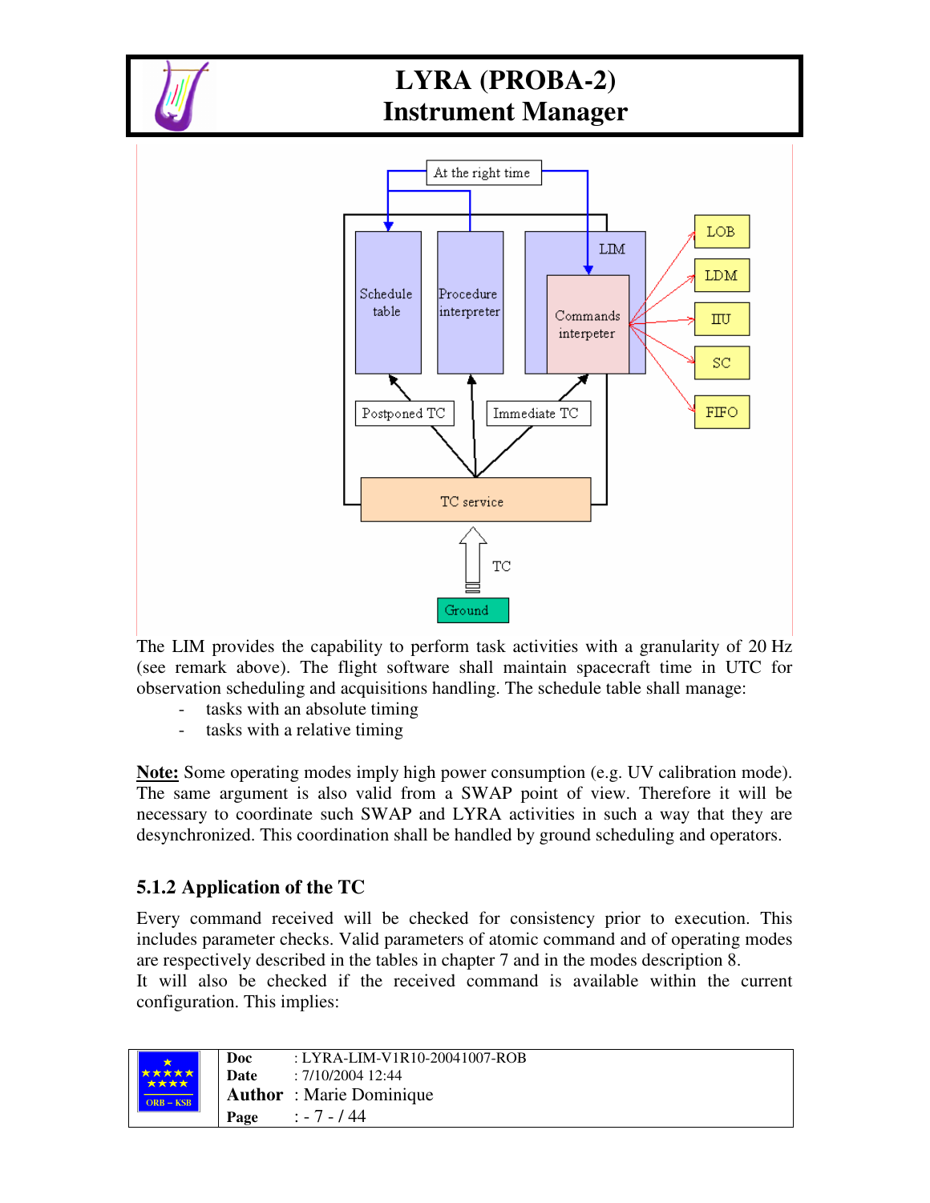The LIM provides the capability to perform task activities with a granularity of 20 Hz (see remark above). The flight software shall maintain spacecraft time in UTC for observation scheduling and acquisitions handling. The schedule table shall manage:

- tasks with an absolute timing
- tasks with a relative timing

**Note:** Some operating modes imply high power consumption (e.g. UV calibration mode). The same argument is also valid from a SWAP point of view. Therefore it will be necessary to coordinate such SWAP and LYRA activities in such a way that they are desynchronized. This coordination shall be handled by ground scheduling and operators.

### 5.1.2 Application of the TC

Every command received will be checked for consistency prior to execution. This includes parameter checks. Valid parameters of atomic command and of operating modes are respectively described in the tables in chapter 7 and in the modes description 8.

It will also be checked if the received command is available within the current configuration. This implies: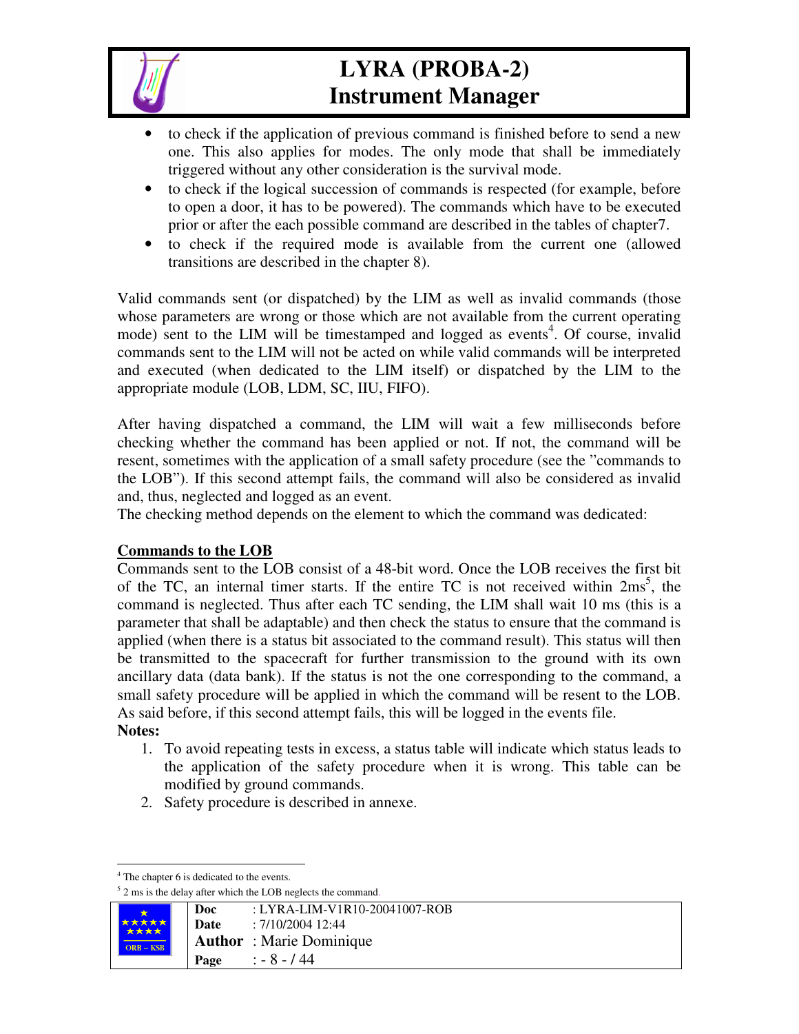- to check if the application of previous command is finished before to send a new one. This also applies for modes. The only mode that shall be immediately triggered without any other consideration is the survival mode.
- to check if the logical succession of commands is respected (for example, before to open a door, it has to be powered). The commands which have to be executed prior or after the each possible command are described in the tables of chapter7.
- to check if the required mode is available from the current one (allowed transitions are described in the chapter 8).

Valid commands sent (or dispatched) by the LIM as well as invalid commands (those whose parameters are wrong or those which are not available from the current operating mode) sent to the LIM will be timestamped and logged as events[4]. Of course, invalid commands sent to the LIM will not be acted on while valid commands will be interpreted and executed (when dedicated to the LIM itself) or dispatched by the LIM to the appropriate module (LOB, LDM, SC, IIU, FIFO).

After having dispatched a command, the LIM will wait a few milliseconds before checking whether the command has been applied or not. If not, the command will be resent, sometimes with the application of a small safety procedure (see the "commands to the LOB"). If this second attempt fails, the command will also be considered as invalid and, thus, neglected and logged as an event.
The checking method depends on the element to which the command was dedicated:

**Commands to the LOB**

Commands sent to the LOB consist of a 48-bit word. Once the LOB receives the first bit of the TC, an internal timer starts. If the entire TC is not received within 2ms[5], the command is neglected. Thus after each TC sending, the LIM shall wait 10 ms (this is a parameter that shall be adaptable) and then check the status to ensure that the command is applied (when there is a status bit associated to the command result). This status will then be transmitted to the spacecraft for further transmission to the ground with its own ancillary data (data bank). If the status is not the one corresponding to the command, a small safety procedure will be applied in which the command will be resent to the LOB. As said before, if this second attempt fails, this will be logged in the events file.

**Notes:**

1. To avoid repeating tests in excess, a status table will indicate which status leads to the application of the safety procedure when it is wrong. This table can be modified by ground commands.
2. Safety procedure is described in annexe.

---

[4] The chapter 6 is dedicated to the events.

[5] 2 ms is the delay after which the LOB neglects the command.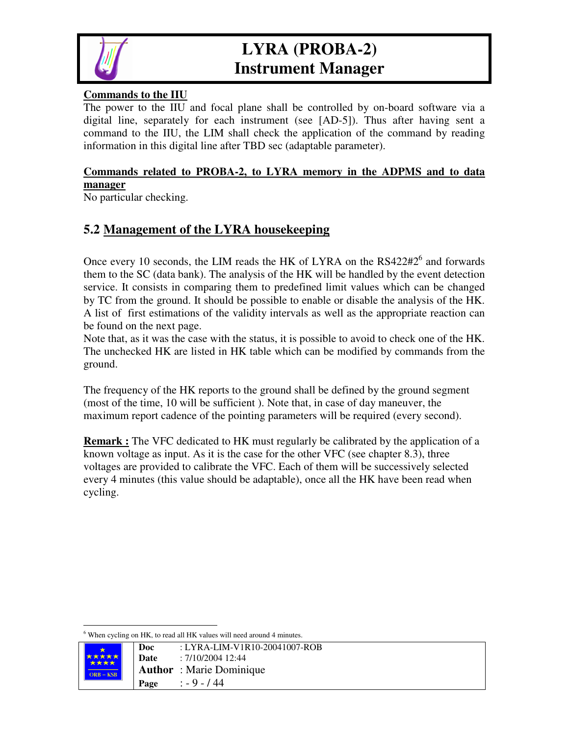**Commands to the IIU**

The power to the IIU and focal plane shall be controlled by on-board software via a digital line, separately for each instrument (see [AD-5]). Thus after having sent a command to the IIU, the LIM shall check the application of the command by reading information in this digital line after TBD sec (adaptable parameter).

**Commands related to PROBA-2, to LYRA memory in the ADPMS and to data manager**

No particular checking.

## 5.2 Management of the LYRA housekeeping

Once every 10 seconds, the LIM reads the HK of LYRA on the RS422#2[6] and forwards them to the SC (data bank). The analysis of the HK will be handled by the event detection service. It consists in comparing them to predefined limit values which can be changed by TC from the ground. It should be possible to enable or disable the analysis of the HK. A list of first estimations of the validity intervals as well as the appropriate reaction can be found on the next page.

Note that, as it was the case with the status, it is possible to avoid to check one of the HK. The unchecked HK are listed in HK table which can be modified by commands from the ground.

The frequency of the HK reports to the ground shall be defined by the ground segment (most of the time, 10 will be sufficient ). Note that, in case of day maneuver, the maximum report cadence of the pointing parameters will be required (every second).

**Remark :** The VFC dedicated to HK must regularly be calibrated by the application of a known voltage as input. As it is the case for the other VFC (see chapter 8.3), three voltages are provided to calibrate the VFC. Each of them will be successively selected every 4 minutes (this value should be adaptable), once all the HK have been read when cycling.

[6] When cycling on HK, to read all HK values will need around 4 minutes.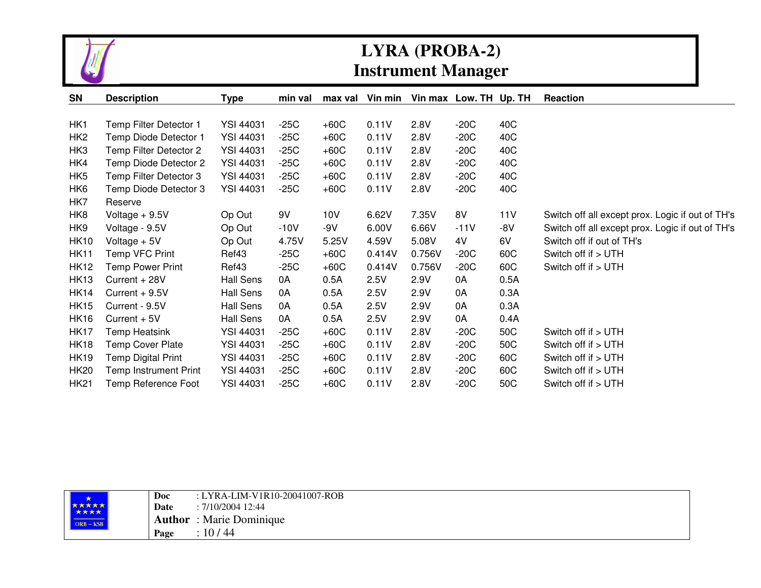| SN | Description | Type | min val | max val | Vin min | Vin max | Low. TH | Up. TH | Reaction |
|---|---|---|---|---|---|---|---|---|---|
| HK1 | Temp Filter Detector 1 | YSI 44031 | -25C | +60C | 0.11V | 2.8V | -20C | 40C | |
| HK2 | Temp Diode Detector 1 | YSI 44031 | -25C | +60C | 0.11V | 2.8V | -20C | 40C | |
| HK3 | Temp Filter Detector 2 | YSI 44031 | -25C | +60C | 0.11V | 2.8V | -20C | 40C | |
| HK4 | Temp Diode Detector 2 | YSI 44031 | -25C | +60C | 0.11V | 2.8V | -20C | 40C | |
| HK5 | Temp Filter Detector 3 | YSI 44031 | -25C | +60C | 0.11V | 2.8V | -20C | 40C | |
| HK6 | Temp Diode Detector 3 | YSI 44031 | -25C | +60C | 0.11V | 2.8V | -20C | 40C | |
| HK7 | Reserve | | | | | | | | |
| HK8 | Voltage + 9.5V | Op Out | 9V | 10V | 6.62V | 7.35V | 8V | 11V | Switch off all except prox. Logic if out of TH's |
| HK9 | Voltage - 9.5V | Op Out | -10V | -9V | 6.00V | 6.66V | -11V | -8V | Switch off all except prox. Logic if out of TH's |
| HK10 | Voltage + 5V | Op Out | 4.75V | 5.25V | 4.59V | 5.08V | 4V | 6V | Switch off if out of TH's |
| HK11 | Temp VFC Print | Ref43 | -25C | +60C | 0.414V | 0.756V | -20C | 60C | Switch off if > UTH |
| HK12 | Temp Power Print | Ref43 | -25C | +60C | 0.414V | 0.756V | -20C | 60C | Switch off if > UTH |
| HK13 | Current + 28V | Hall Sens | 0A | 0.5A | 2.5V | 2.9V | 0A | 0.5A | |
| HK14 | Current + 9.5V | Hall Sens | 0A | 0.5A | 2.5V | 2.9V | 0A | 0.3A | |
| HK15 | Current - 9.5V | Hall Sens | 0A | 0.5A | 2.5V | 2.9V | 0A | 0.3A | |
| HK16 | Current + 5V | Hall Sens | 0A | 0.5A | 2.5V | 2.9V | 0A | 0.4A | |
| HK17 | Temp Heatsink | YSI 44031 | -25C | +60C | 0.11V | 2.8V | -20C | 50C | Switch off if > UTH |
| HK18 | Temp Cover Plate | YSI 44031 | -25C | +60C | 0.11V | 2.8V | -20C | 50C | Switch off if > UTH |
| HK19 | Temp Digital Print | YSI 44031 | -25C | +60C | 0.11V | 2.8V | -20C | 60C | Switch off if > UTH |
| HK20 | Temp Instrument Print | YSI 44031 | -25C | +60C | 0.11V | 2.8V | -20C | 60C | Switch off if > UTH |
| HK21 | Temp Reference Foot | YSI 44031 | -25C | +60C | 0.11V | 2.8V | -20C | 50C | Switch off if > UTH |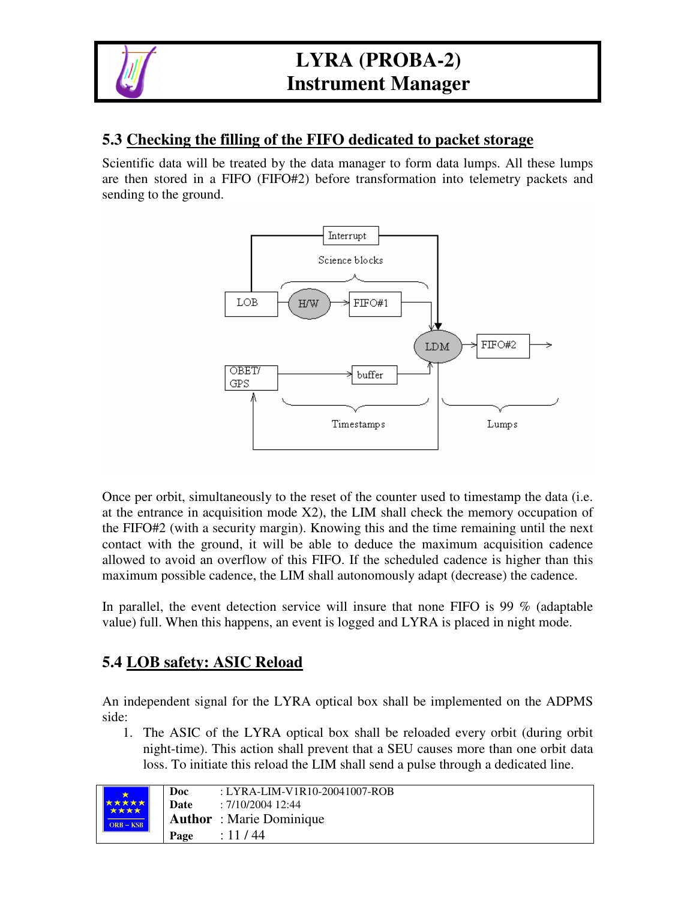## 5.3 Checking the filling of the FIFO dedicated to packet storage

Scientific data will be treated by the data manager to form data lumps. All these lumps are then stored in a FIFO (FIFO#2) before transformation into telemetry packets and sending to the ground.

Once per orbit, simultaneously to the reset of the counter used to timestamp the data (i.e. at the entrance in acquisition mode X2), the LIM shall check the memory occupation of the FIFO#2 (with a security margin). Knowing this and the time remaining until the next contact with the ground, it will be able to deduce the maximum acquisition cadence allowed to avoid an overflow of this FIFO. If the scheduled cadence is higher than this maximum possible cadence, the LIM shall autonomously adapt (decrease) the cadence.

In parallel, the event detection service will insure that none FIFO is 99 % (adaptable value) full. When this happens, an event is logged and LYRA is placed in night mode.

## 5.4 LOB safety: ASIC Reload

An independent signal for the LYRA optical box shall be implemented on the ADPMS side:

1. The ASIC of the LYRA optical box shall be reloaded every orbit (during orbit night-time). This action shall prevent that a SEU causes more than one orbit data loss. To initiate this reload the LIM shall send a pulse through a dedicated line.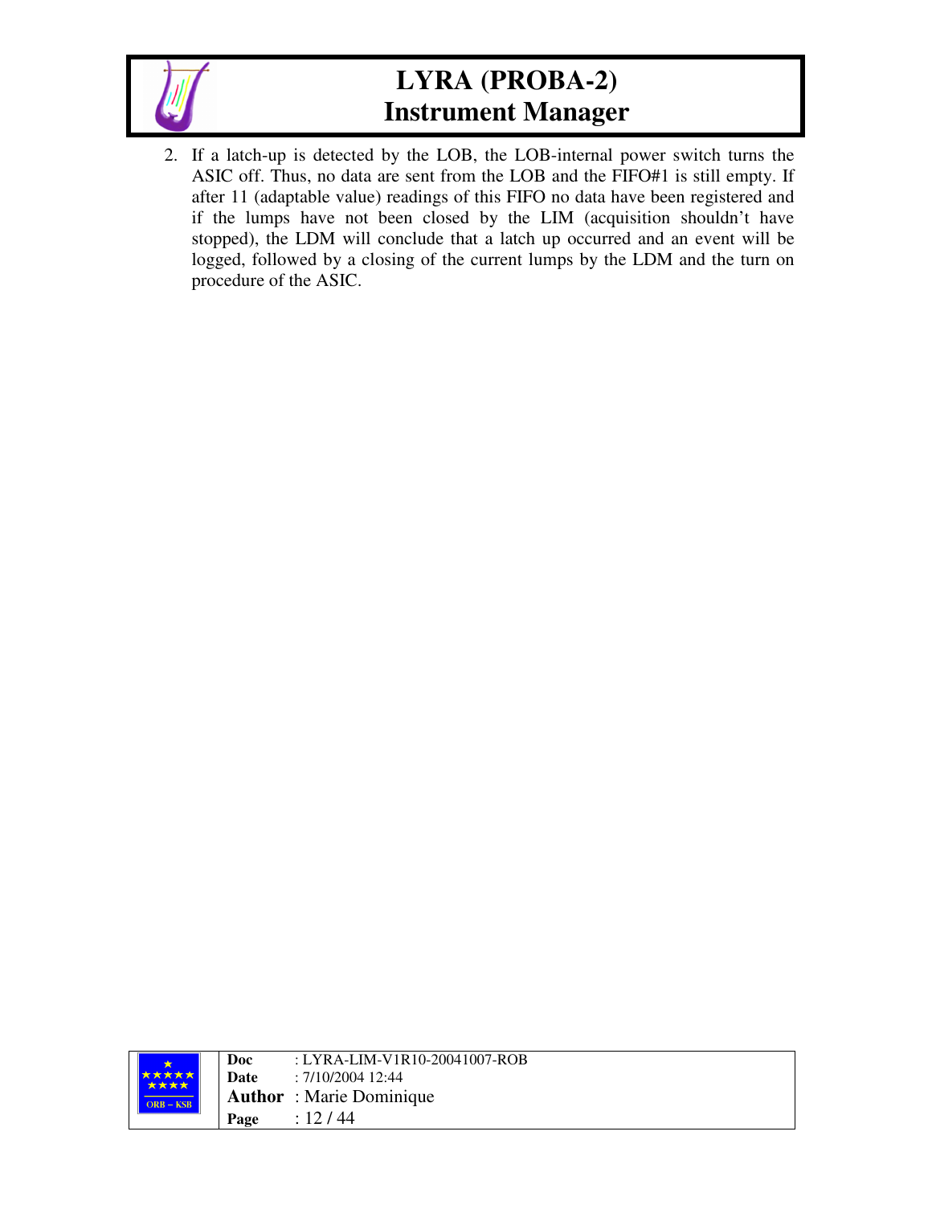2. If a latch-up is detected by the LOB, the LOB-internal power switch turns the ASIC off. Thus, no data are sent from the LOB and the FIFO#1 is still empty. If after 11 (adaptable value) readings of this FIFO no data have been registered and if the lumps have not been closed by the LIM (acquisition shouldn't have stopped), the LDM will conclude that a latch up occurred and an event will be logged, followed by a closing of the current lumps by the LDM and the turn on procedure of the ASIC.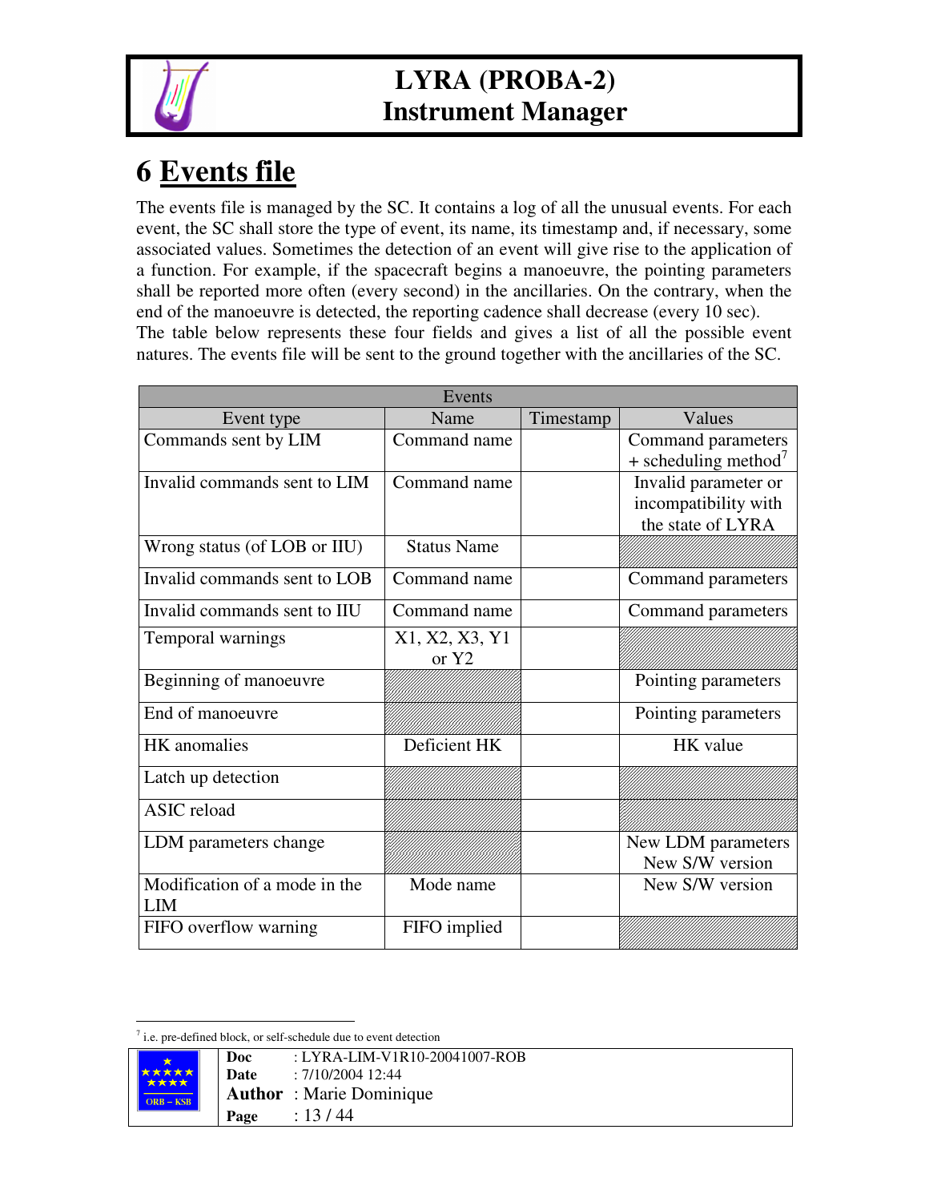# 6 Events file

The events file is managed by the SC. It contains a log of all the unusual events. For each event, the SC shall store the type of event, its name, its timestamp and, if necessary, some associated values. Sometimes the detection of an event will give rise to the application of a function. For example, if the spacecraft begins a manoeuvre, the pointing parameters shall be reported more often (every second) in the ancillaries. On the contrary, when the end of the manoeuvre is detected, the reporting cadence shall decrease (every 10 sec).
The table below represents these four fields and gives a list of all the possible event natures. The events file will be sent to the ground together with the ancillaries of the SC.

| Events | | | |
|---|---|---|---|
| Event type | Name | Timestamp | Values |
| Commands sent by LIM | Command name | | Command parameters + scheduling method[7] |
| Invalid commands sent to LIM | Command name | | Invalid parameter or incompatibility with the state of LYRA |
| Wrong status (of LOB or IIU) | Status Name | | |
| Invalid commands sent to LOB | Command name | | Command parameters |
| Invalid commands sent to IIU | Command name | | Command parameters |
| Temporal warnings | X1, X2, X3, Y1 or Y2 | | |
| Beginning of manoeuvre | | | Pointing parameters |
| End of manoeuvre | | | Pointing parameters |
| HK anomalies | Deficient HK | | HK value |
| Latch up detection | | | |
| ASIC reload | | | |
| LDM parameters change | | | New LDM parameters New S/W version |
| Modification of a mode in the LIM | Mode name | | New S/W version |
| FIFO overflow warning | FIFO implied | | |

[7] i.e. pre-defined block, or self-schedule due to event detection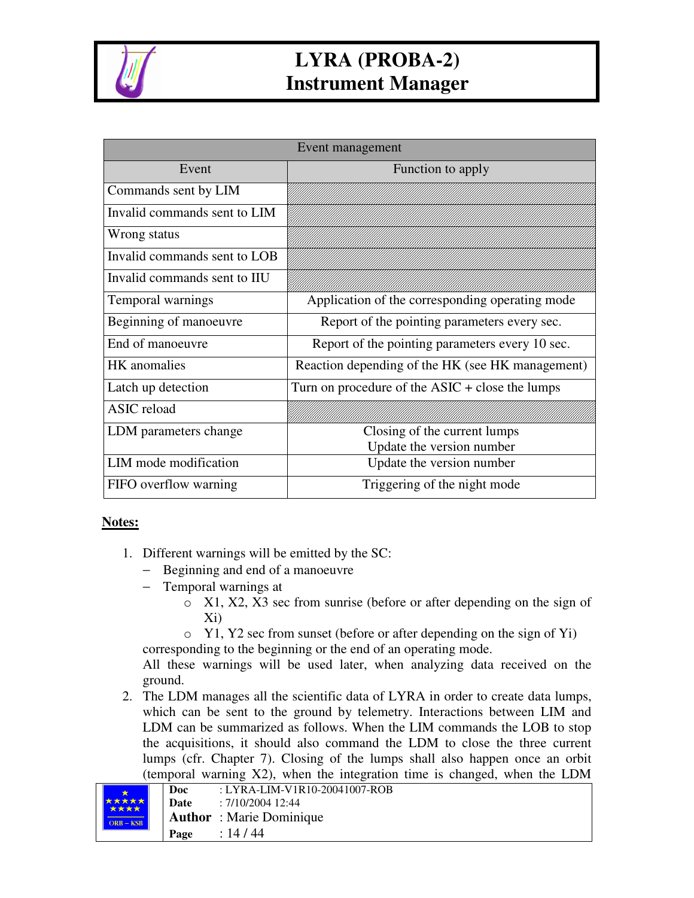| Event management | |
|---|---|
| Event | Function to apply |
| Commands sent by LIM | |
| Invalid commands sent to LIM | |
| Wrong status | |
| Invalid commands sent to LOB | |
| Invalid commands sent to IIU | |
| Temporal warnings | Application of the corresponding operating mode |
| Beginning of manoeuvre | Report of the pointing parameters every sec. |
| End of manoeuvre | Report of the pointing parameters every 10 sec. |
| HK anomalies | Reaction depending of the HK (see HK management) |
| Latch up detection | Turn on procedure of the ASIC + close the lumps |
| ASIC reload | |
| LDM parameters change | Closing of the current lumps<br>Update the version number |
| LIM mode modification | Update the version number |
| FIFO overflow warning | Triggering of the night mode |

**Notes:**

1. Different warnings will be emitted by the SC:
   - Beginning and end of a manoeuvre
   - Temporal warnings at
     - X1, X2, X3 sec from sunrise (before or after depending on the sign of Xi)
     - Y1, Y2 sec from sunset (before or after depending on the sign of Yi)

   corresponding to the beginning or the end of an operating mode.
   All these warnings will be used later, when analyzing data received on the ground.
2. The LDM manages all the scientific data of LYRA in order to create data lumps, which can be sent to the ground by telemetry. Interactions between LIM and LDM can be summarized as follows. When the LIM commands the LOB to stop the acquisitions, it should also command the LDM to close the three current lumps (cfr. Chapter 7). Closing of the lumps shall also happen once an orbit (temporal warning X2), when the integration time is changed, when the LDM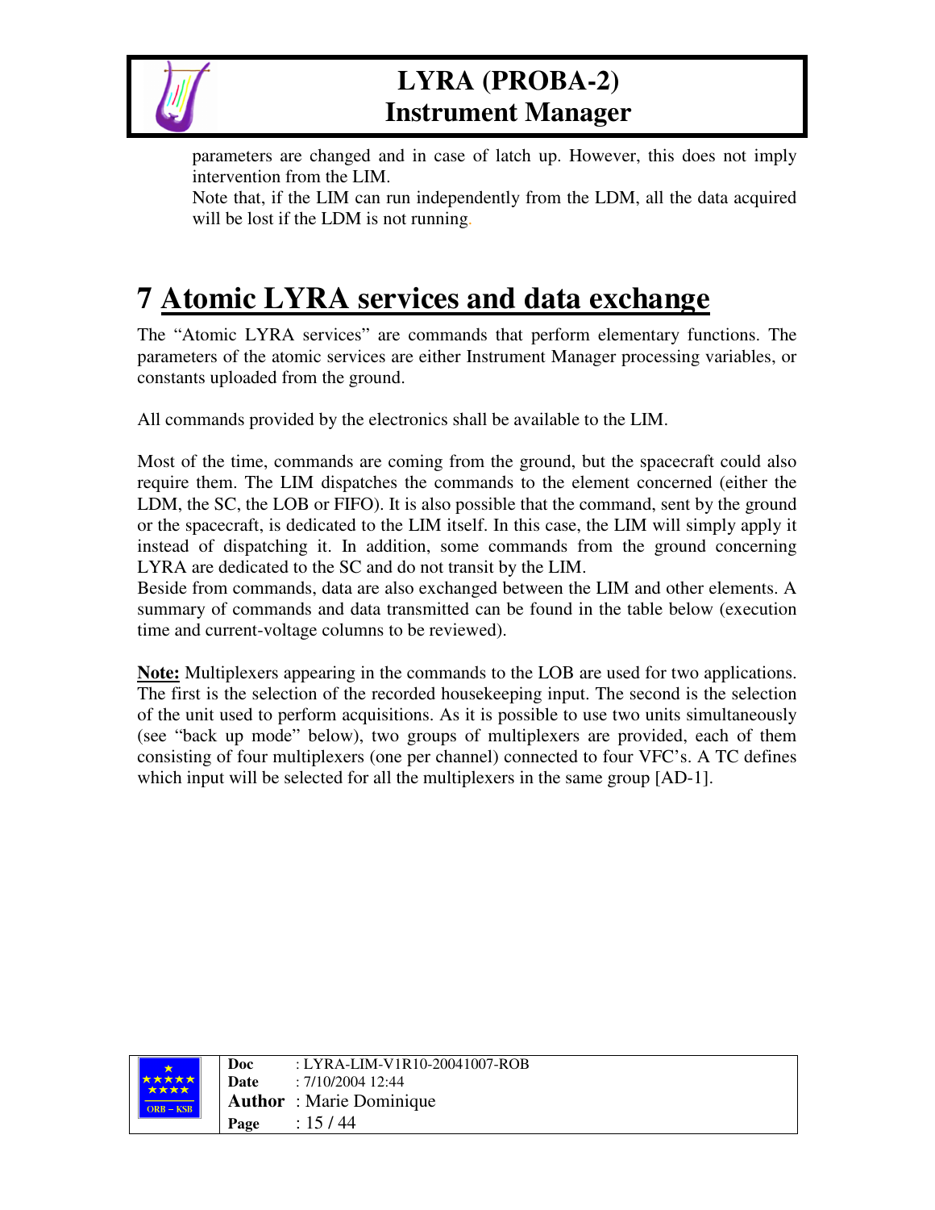parameters are changed and in case of latch up. However, this does not imply intervention from the LIM.

Note that, if the LIM can run independently from the LDM, all the data acquired will be lost if the LDM is not running.

# 7 Atomic LYRA services and data exchange

The "Atomic LYRA services" are commands that perform elementary functions. The parameters of the atomic services are either Instrument Manager processing variables, or constants uploaded from the ground.

All commands provided by the electronics shall be available to the LIM.

Most of the time, commands are coming from the ground, but the spacecraft could also require them. The LIM dispatches the commands to the element concerned (either the LDM, the SC, the LOB or FIFO). It is also possible that the command, sent by the ground or the spacecraft, is dedicated to the LIM itself. In this case, the LIM will simply apply it instead of dispatching it. In addition, some commands from the ground concerning LYRA are dedicated to the SC and do not transit by the LIM.

Beside from commands, data are also exchanged between the LIM and other elements. A summary of commands and data transmitted can be found in the table below (execution time and current-voltage columns to be reviewed).

**Note:** Multiplexers appearing in the commands to the LOB are used for two applications. The first is the selection of the recorded housekeeping input. The second is the selection of the unit used to perform acquisitions. As it is possible to use two units simultaneously (see "back up mode" below), two groups of multiplexers are provided, each of them consisting of four multiplexers (one per channel) connected to four VFC's. A TC defines which input will be selected for all the multiplexers in the same group [AD-1].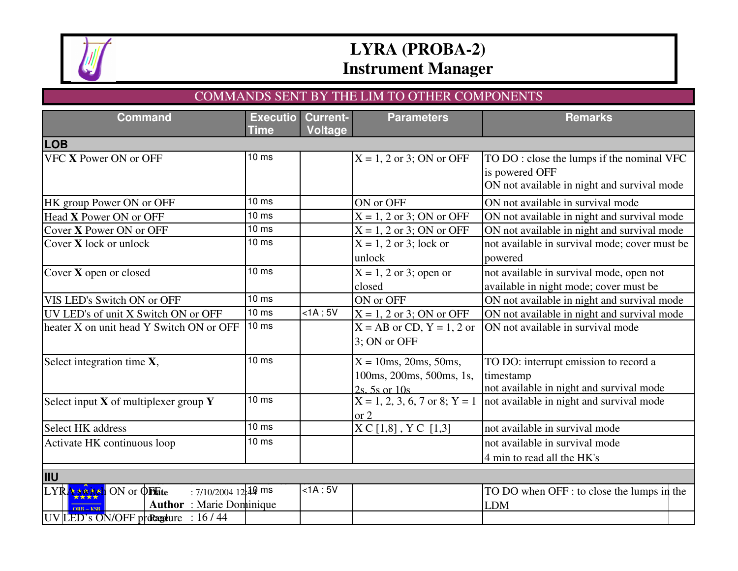# LYRA (PROBA-2)
# Instrument Manager

## COMMANDS SENT BY THE LIM TO OTHER COMPONENTS

| Command | Execution Time | Current-Voltage | Parameters | Remarks |
|---|---|---|---|---|
| **LOB** | | | | |
| VFC **X** Power ON or OFF | 10 ms | | X = 1, 2 or 3; ON or OFF | TO DO : close the lumps if the nominal VFC is powered OFF<br>ON not available in night and survival mode |
| HK group Power ON or OFF | 10 ms | | ON or OFF | ON not available in survival mode |
| Head **X** Power ON or OFF | 10 ms | | X = 1, 2 or 3; ON or OFF | ON not available in night and survival mode |
| Cover **X** Power ON or OFF | 10 ms | | X = 1, 2 or 3; ON or OFF | ON not available in night and survival mode |
| Cover **X** lock or unlock | 10 ms | | X = 1, 2 or 3; lock or unlock | not available in survival mode; cover must be powered |
| Cover **X** open or closed | 10 ms | | X = 1, 2 or 3; open or closed | not available in survival mode, open not available in night mode; cover must be |
| VIS LED's Switch ON or OFF | 10 ms | | ON or OFF | ON not available in night and survival mode |
| UV LED's of unit X Switch ON or OFF | 10 ms | <1A ; 5V | X = 1, 2 or 3; ON or OFF | ON not available in night and survival mode |
| heater X on unit head Y Switch ON or OFF | 10 ms | | X = AB or CD, Y = 1, 2 or 3; ON or OFF | ON not available in survival mode |
| Select integration time **X**, | 10 ms | | X = 10ms, 20ms, 50ms, 100ms, 200ms, 500ms, 1s, 2s, 5s or 10s | TO DO: interrupt emission to record a timestamp<br>not available in night and survival mode |
| Select input **X** of multiplexer group **Y** | 10 ms | | X = 1, 2, 3, 6, 7 or 8; Y = 1 or 2 | not available in night and survival mode |
| Select HK address | 10 ms | | X C [1,8] , Y C [1,3] | not available in survival mode |
| Activate HK continuous loop | 10 ms | | | not available in survival mode<br>4 min to read all the HK's |
| **IIU** | | | | |
| LYRA Switch ON or OFF | 10 ms | <1A ; 5V | | TO DO when OFF : to close the lumps in the LDM |
| UV LED's ON/OFF procedure | | | | |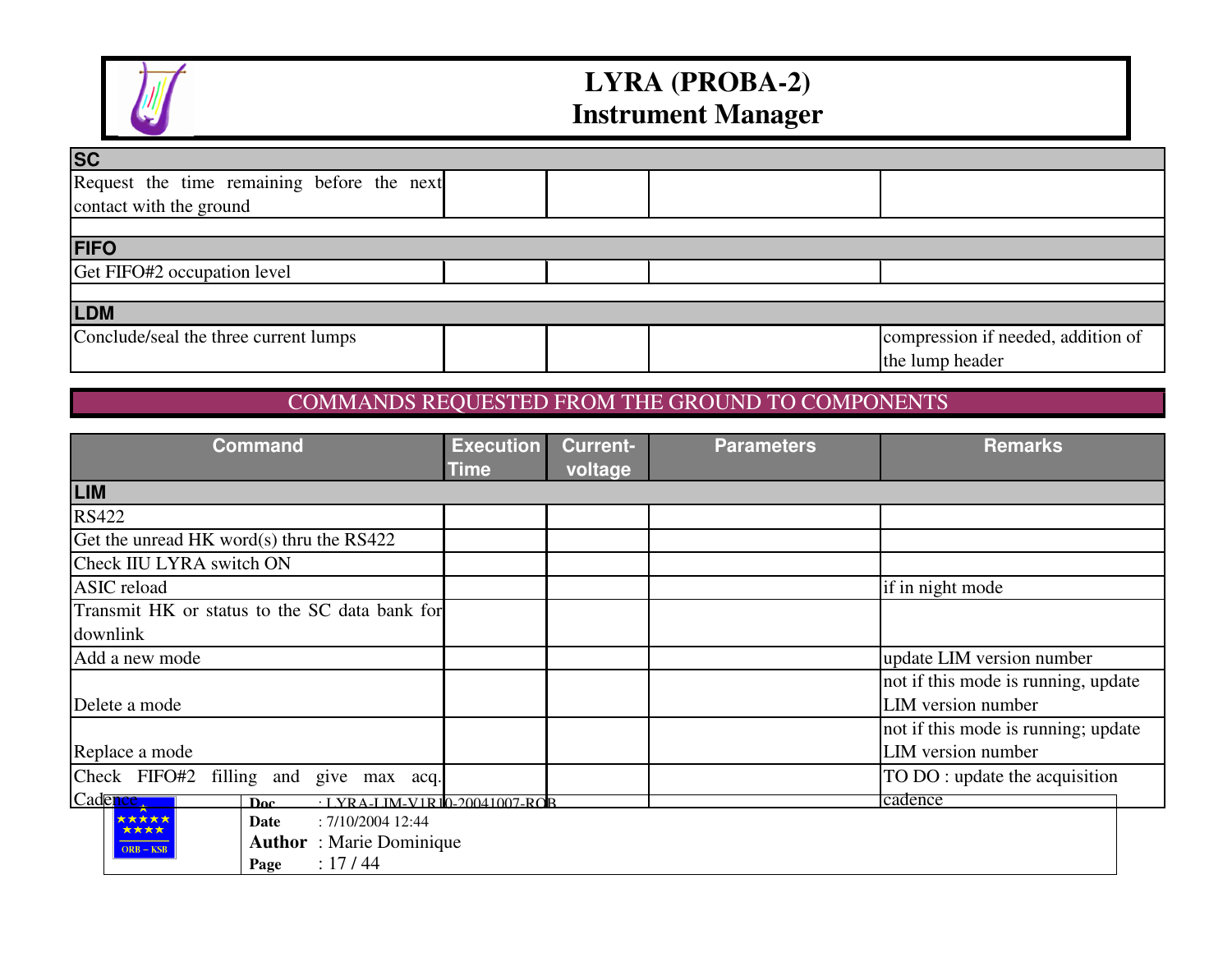| | | | | |
|---|---|---|---|---|
| **SC** | | | | |
| Request the time remaining before the next contact with the ground | | | | |
| | | | | |
| **FIFO** | | | | |
| Get FIFO#2 occupation level | | | | |
| | | | | |
| **LDM** | | | | |
| Conclude/seal the three current lumps | | | | compression if needed, addition of the lump header |

## COMMANDS REQUESTED FROM THE GROUND TO COMPONENTS

| Command | Execution Time | Current-voltage | Parameters | Remarks |
|---|---|---|---|---|
| **LIM** | | | | |
| RS422 | | | | |
| Get the unread HK word(s) thru the RS422 | | | | |
| Check IIU LYRA switch ON | | | | |
| ASIC reload | | | | if in night mode |
| Transmit HK or status to the SC data bank for downlink | | | | |
| Add a new mode | | | | update LIM version number |
| Delete a mode | | | | not if this mode is running, update LIM version number |
| Replace a mode | | | | not if this mode is running; update LIM version number |
| Check FIFO#2 filling and give max acq. Cadence | | | | TO DO : update the acquisition cadence |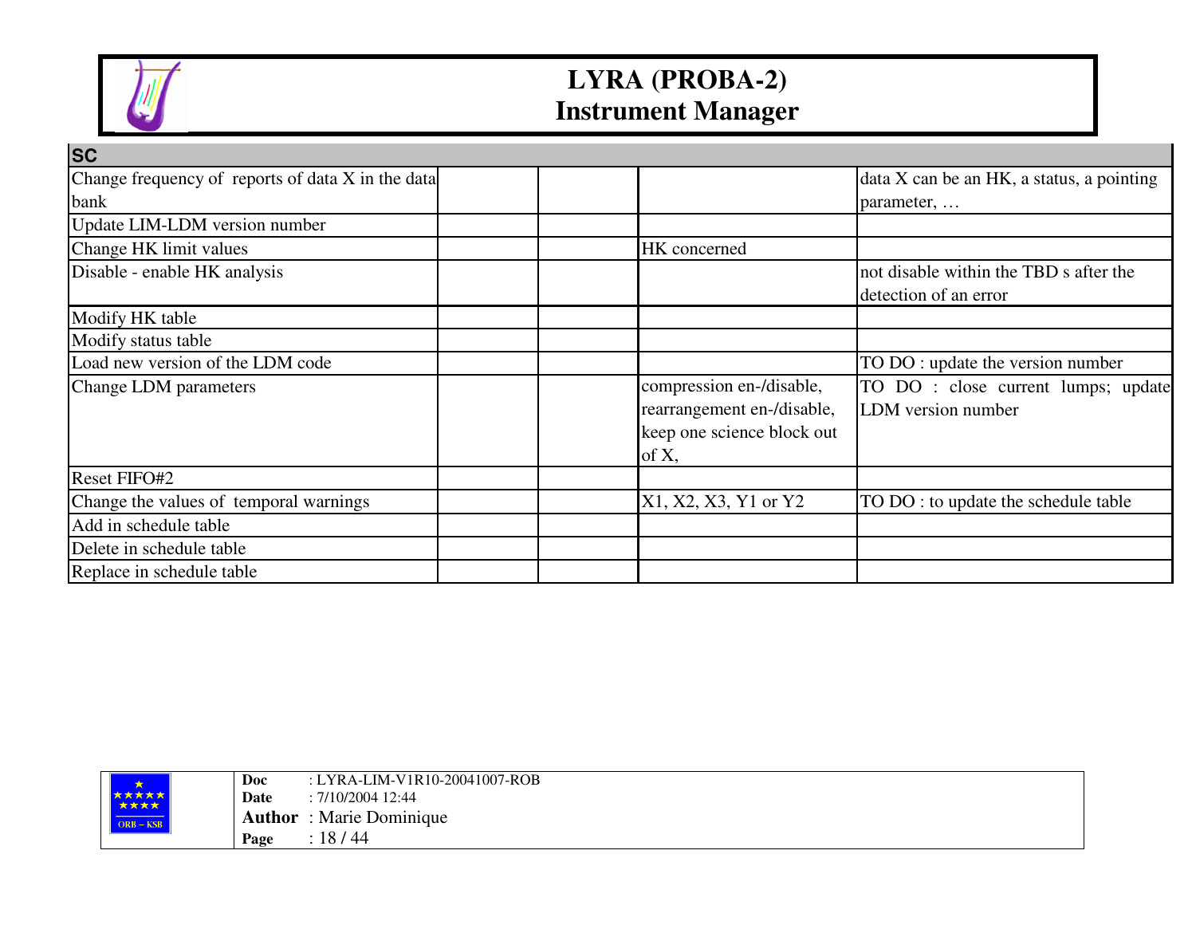| SC | | | | |
|---|---|---|---|---|
| Change frequency of reports of data X in the data bank | | | | data X can be an HK, a status, a pointing parameter, … |
| Update LIM-LDM version number | | | | |
| Change HK limit values | | | HK concerned | |
| Disable - enable HK analysis | | | | not disable within the TBD s after the detection of an error |
| Modify HK table | | | | |
| Modify status table | | | | |
| Load new version of the LDM code | | | | TO DO : update the version number |
| Change LDM parameters | | | compression en-/disable, rearrangement en-/disable, keep one science block out of X, | TO DO : close current lumps; update LDM version number |
| Reset FIFO#2 | | | | |
| Change the values of temporal warnings | | | X1, X2, X3, Y1 or Y2 | TO DO : to update the schedule table |
| Add in schedule table | | | | |
| Delete in schedule table | | | | |
| Replace in schedule table | | | | |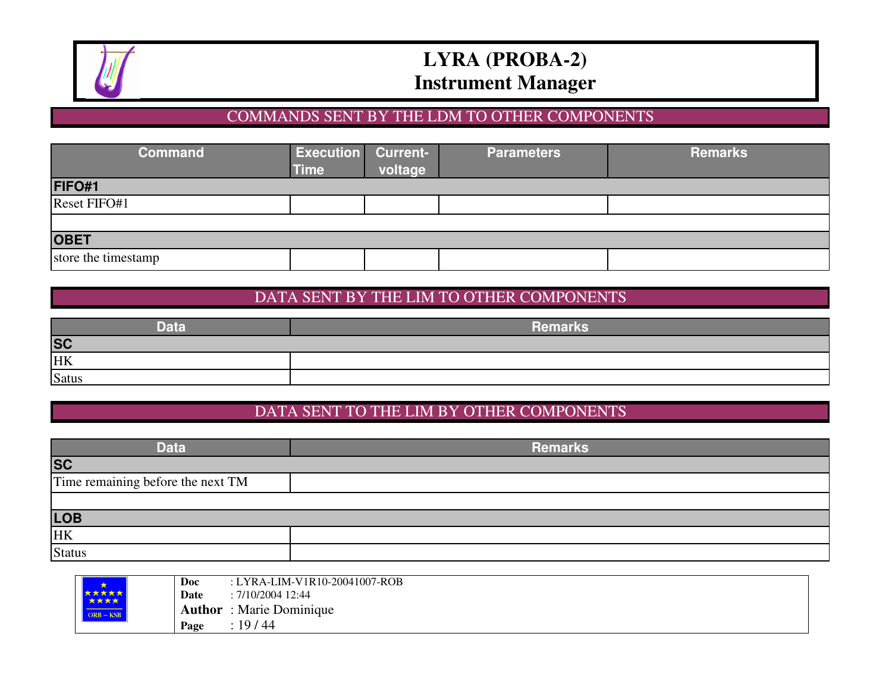# LYRA (PROBA-2) Instrument Manager

## COMMANDS SENT BY THE LDM TO OTHER COMPONENTS

| Command | Execution Time | Current-voltage | Parameters | Remarks |
|---|---|---|---|---|
| **FIFO#1** | | | | |
| Reset FIFO#1 | | | | |
| | | | | |
| **OBET** | | | | |
| store the timestamp | | | | |

## DATA SENT BY THE LIM TO OTHER COMPONENTS

| Data | Remarks |
|---|---|
| **SC** | |
| HK | |
| Satus | |

## DATA SENT TO THE LIM BY OTHER COMPONENTS

| Data | Remarks |
|---|---|
| **SC** | |
| Time remaining before the next TM | |
| | |
| **LOB** | |
| HK | |
| Status | |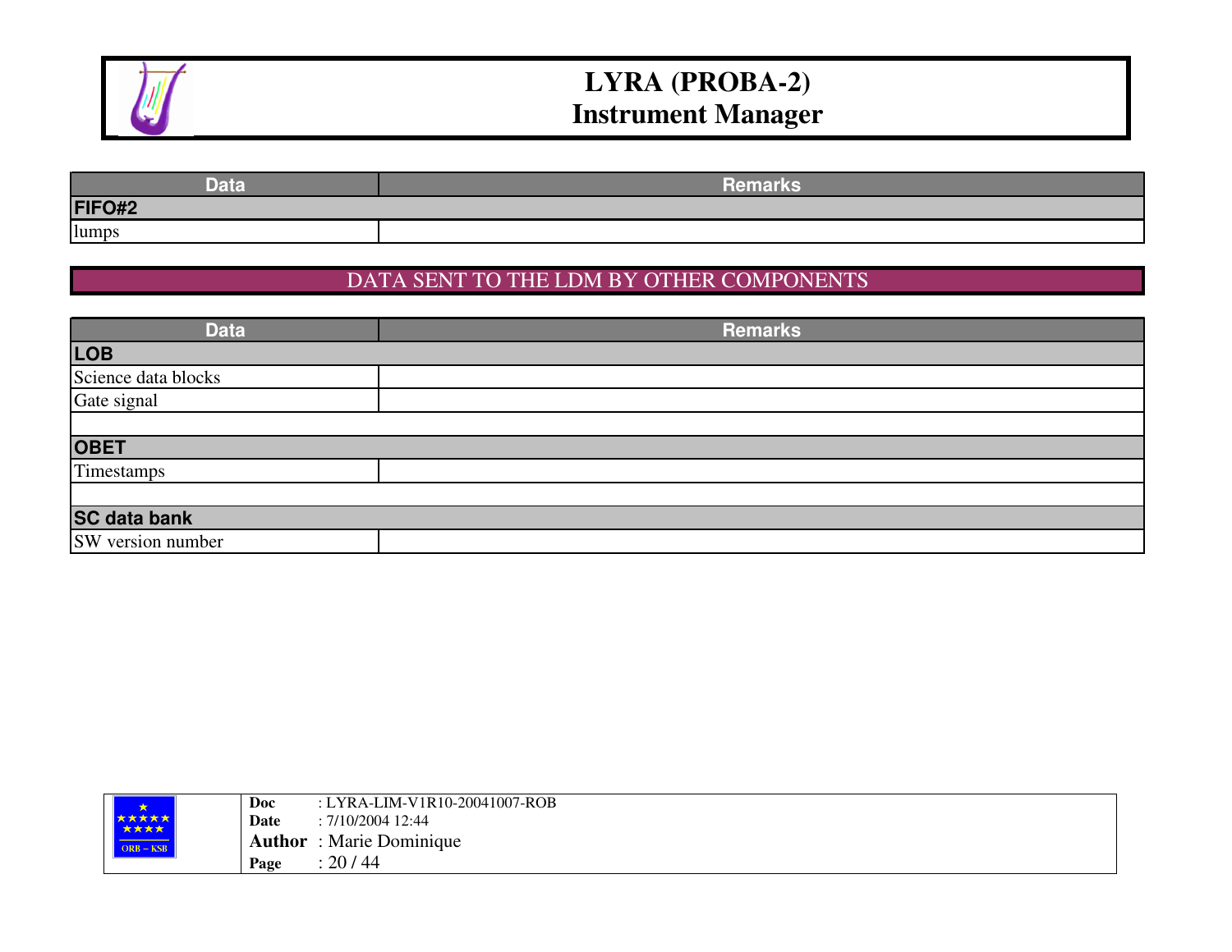| Data | Remarks |
| --- | --- |
| **FIFO#2** | |
| lumps | |

## DATA SENT TO THE LDM BY OTHER COMPONENTS

| Data | Remarks |
| --- | --- |
| **LOB** | |
| Science data blocks | |
| Gate signal | |
| | |
| **OBET** | |
| Timestamps | |
| | |
| **SC data bank** | |
| SW version number | |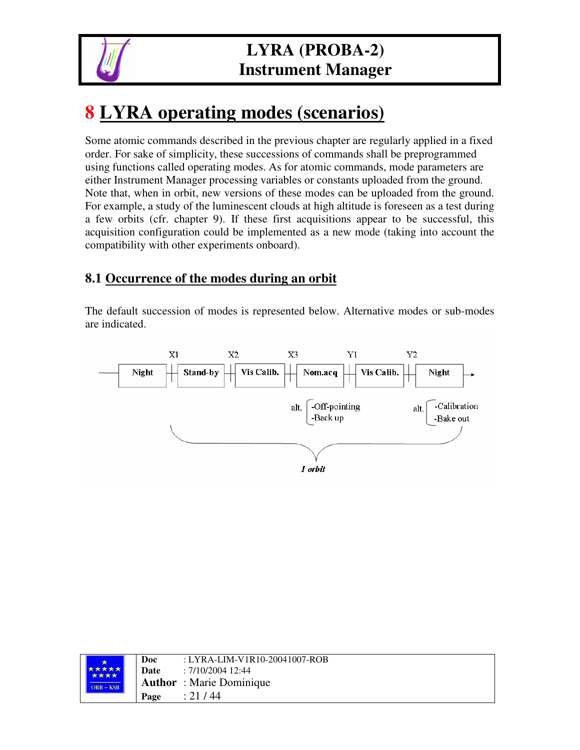# 8 LYRA operating modes (scenarios)

Some atomic commands described in the previous chapter are regularly applied in a fixed order. For sake of simplicity, these successions of commands shall be preprogrammed using functions called operating modes. As for atomic commands, mode parameters are either Instrument Manager processing variables or constants uploaded from the ground. Note that, when in orbit, new versions of these modes can be uploaded from the ground. For example, a study of the luminescent clouds at high altitude is foreseen as a test during a few orbits (cfr. chapter 9). If these first acquisitions appear to be successful, this acquisition configuration could be implemented as a new mode (taking into account the compatibility with other experiments onboard).

## 8.1 Occurrence of the modes during an orbit

The default succession of modes is represented below. Alternative modes or sub-modes are indicated.

```
        X1          X2          X3          Y1          Y2
Night | Stand-by | Vis Calib. | Nom.acq | Vis Calib. | Night →

                          alt. -Off-pointing    alt. -Calibration
                               -Back up              -Bake out

                                   1 orbit
```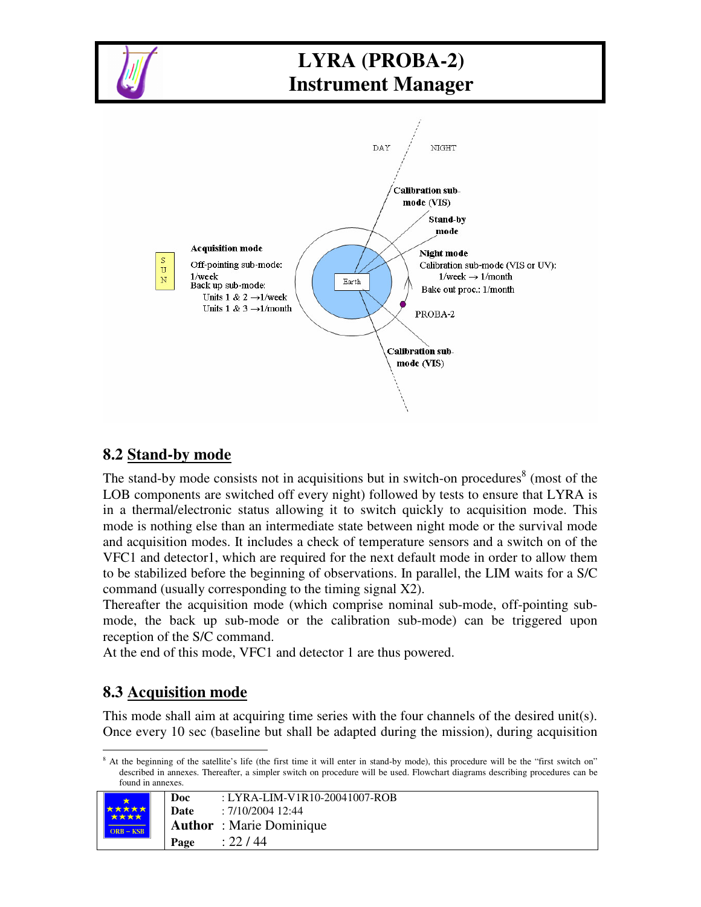DAY NIGHT

Calibration sub-mode (VIS)

Stand-by mode

Acquisition mode

Off-pointing sub-mode: 1/week

Back up sub-mode:

Units 1 & 2 →1/week

Units 1 & 3 →1/month

SUN

Earth

Night mode

Calibration sub-mode (VIS or UV): 1/week → 1/month

Bake out proc.: 1/month

PROBA-2

Calibration sub-mode (VIS)

## 8.2 Stand-by mode

The stand-by mode consists not in acquisitions but in switch-on procedures[8] (most of the LOB components are switched off every night) followed by tests to ensure that LYRA is in a thermal/electronic status allowing it to switch quickly to acquisition mode. This mode is nothing else than an intermediate state between night mode or the survival mode and acquisition modes. It includes a check of temperature sensors and a switch on of the VFC1 and detector1, which are required for the next default mode in order to allow them to be stabilized before the beginning of observations. In parallel, the LIM waits for a S/C command (usually corresponding to the timing signal X2).

Thereafter the acquisition mode (which comprise nominal sub-mode, off-pointing sub-mode, the back up sub-mode or the calibration sub-mode) can be triggered upon reception of the S/C command.

At the end of this mode, VFC1 and detector 1 are thus powered.

## 8.3 Acquisition mode

This mode shall aim at acquiring time series with the four channels of the desired unit(s). Once every 10 sec (baseline but shall be adapted during the mission), during acquisition

[8] At the beginning of the satellite's life (the first time it will enter in stand-by mode), this procedure will be the "first switch on" described in annexes. Thereafter, a simpler switch on procedure will be used. Flowchart diagrams describing procedures can be found in annexes.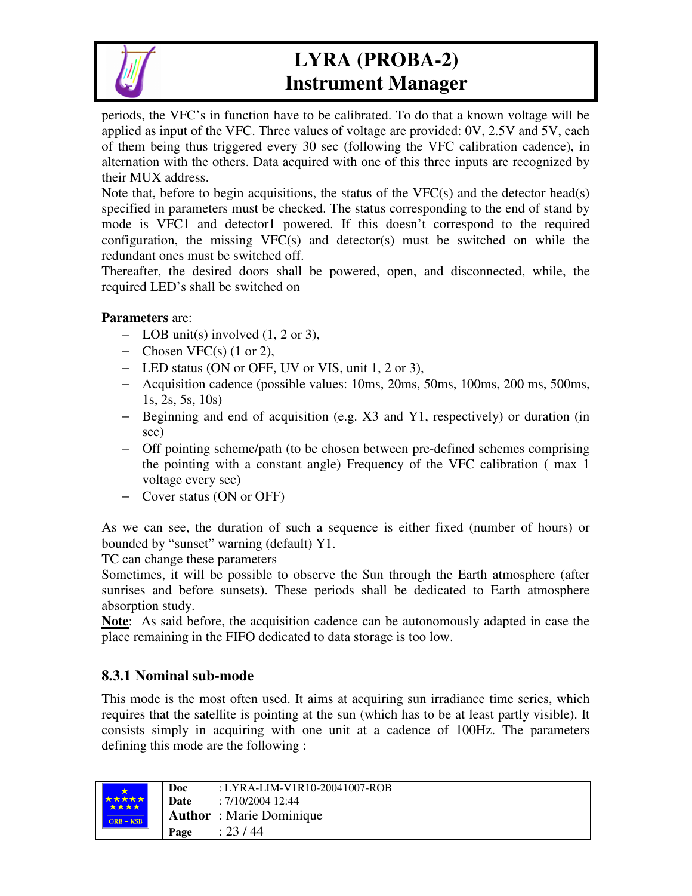periods, the VFC's in function have to be calibrated. To do that a known voltage will be applied as input of the VFC. Three values of voltage are provided: 0V, 2.5V and 5V, each of them being thus triggered every 30 sec (following the VFC calibration cadence), in alternation with the others. Data acquired with one of this three inputs are recognized by their MUX address.

Note that, before to begin acquisitions, the status of the VFC(s) and the detector head(s) specified in parameters must be checked. The status corresponding to the end of stand by mode is VFC1 and detector1 powered. If this doesn't correspond to the required configuration, the missing VFC(s) and detector(s) must be switched on while the redundant ones must be switched off.

Thereafter, the desired doors shall be powered, open, and disconnected, while, the required LED's shall be switched on

**Parameters** are:

- LOB unit(s) involved (1, 2 or 3),
- Chosen VFC(s) (1 or 2),
- LED status (ON or OFF, UV or VIS, unit 1, 2 or 3),
- Acquisition cadence (possible values: 10ms, 20ms, 50ms, 100ms, 200 ms, 500ms, 1s, 2s, 5s, 10s)
- Beginning and end of acquisition (e.g. X3 and Y1, respectively) or duration (in sec)
- Off pointing scheme/path (to be chosen between pre-defined schemes comprising the pointing with a constant angle) Frequency of the VFC calibration ( max 1 voltage every sec)
- Cover status (ON or OFF)

As we can see, the duration of such a sequence is either fixed (number of hours) or bounded by "sunset" warning (default) Y1.

TC can change these parameters

Sometimes, it will be possible to observe the Sun through the Earth atmosphere (after sunrises and before sunsets). These periods shall be dedicated to Earth atmosphere absorption study.

**Note**: As said before, the acquisition cadence can be autonomously adapted in case the place remaining in the FIFO dedicated to data storage is too low.

### 8.3.1 Nominal sub-mode

This mode is the most often used. It aims at acquiring sun irradiance time series, which requires that the satellite is pointing at the sun (which has to be at least partly visible). It consists simply in acquiring with one unit at a cadence of 100Hz. The parameters defining this mode are the following :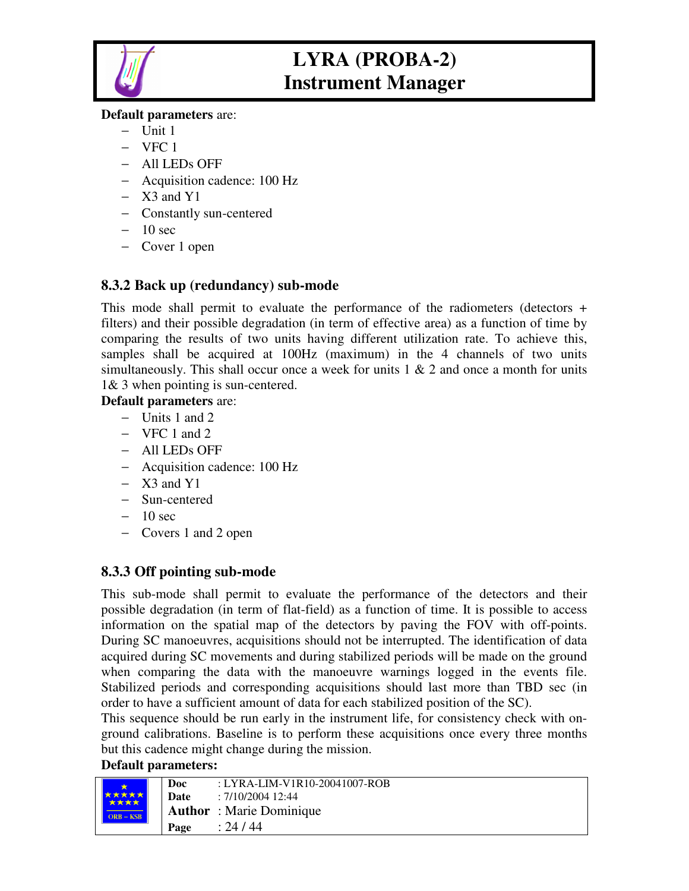**Default parameters** are:

- Unit 1
- VFC 1
- All LEDs OFF
- Acquisition cadence: 100 Hz
- X3 and Y1
- Constantly sun-centered
- 10 sec
- Cover 1 open

### 8.3.2 Back up (redundancy) sub-mode

This mode shall permit to evaluate the performance of the radiometers (detectors + filters) and their possible degradation (in term of effective area) as a function of time by comparing the results of two units having different utilization rate. To achieve this, samples shall be acquired at 100Hz (maximum) in the 4 channels of two units simultaneously. This shall occur once a week for units 1 & 2 and once a month for units 1& 3 when pointing is sun-centered.

**Default parameters** are:

- Units 1 and 2
- VFC 1 and 2
- All LEDs OFF
- Acquisition cadence: 100 Hz
- X3 and Y1
- Sun-centered
- 10 sec
- Covers 1 and 2 open

### 8.3.3 Off pointing sub-mode

This sub-mode shall permit to evaluate the performance of the detectors and their possible degradation (in term of flat-field) as a function of time. It is possible to access information on the spatial map of the detectors by paving the FOV with off-points. During SC manoeuvres, acquisitions should not be interrupted. The identification of data acquired during SC movements and during stabilized periods will be made on the ground when comparing the data with the manoeuvre warnings logged in the events file. Stabilized periods and corresponding acquisitions should last more than TBD sec (in order to have a sufficient amount of data for each stabilized position of the SC).

This sequence should be run early in the instrument life, for consistency check with on-ground calibrations. Baseline is to perform these acquisitions once every three months but this cadence might change during the mission.

**Default parameters:**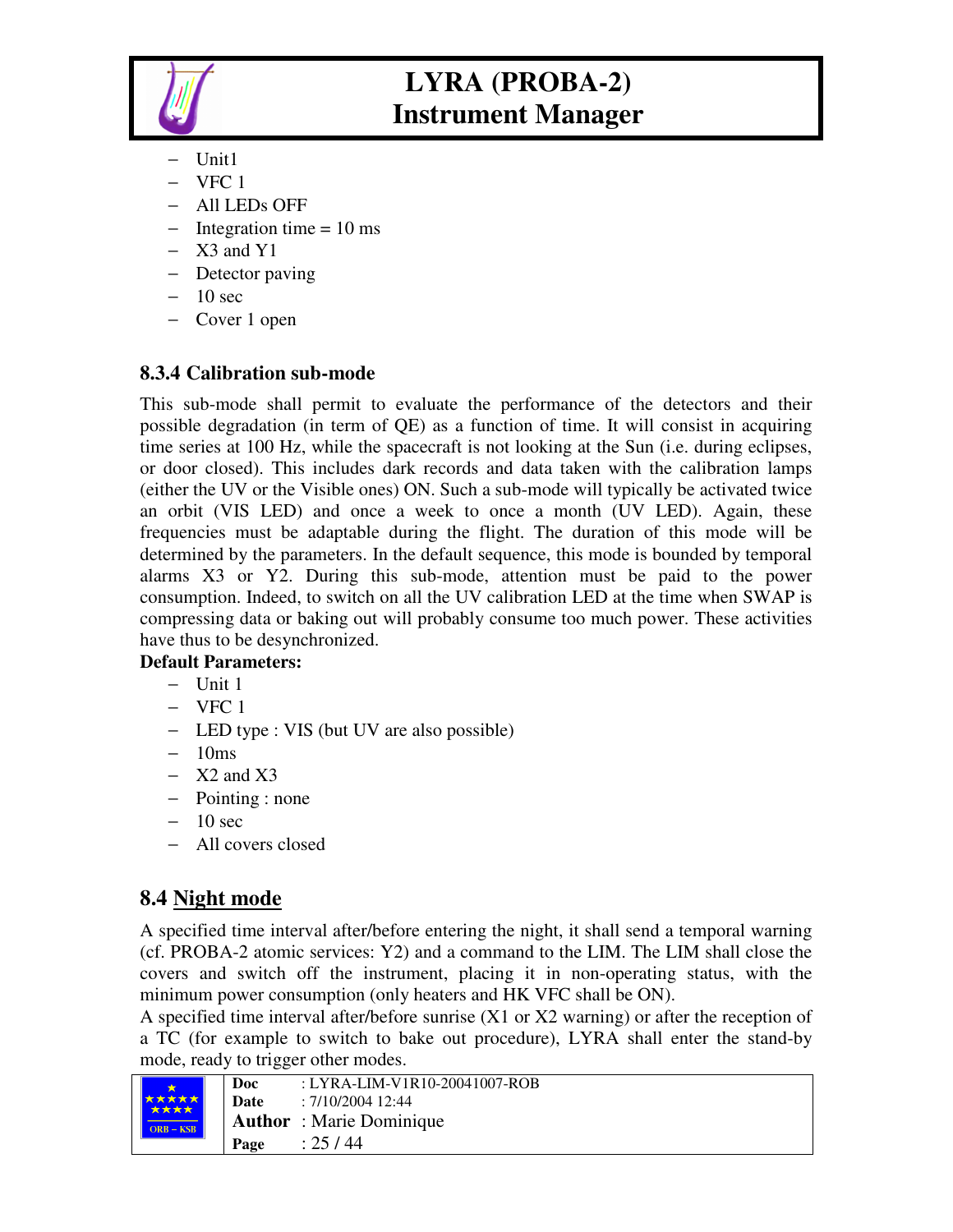- Unit1
- VFC 1
- All LEDs OFF
- Integration time = 10 ms
- X3 and Y1
- Detector paving
- 10 sec
- Cover 1 open

### 8.3.4 Calibration sub-mode

This sub-mode shall permit to evaluate the performance of the detectors and their possible degradation (in term of QE) as a function of time. It will consist in acquiring time series at 100 Hz, while the spacecraft is not looking at the Sun (i.e. during eclipses, or door closed). This includes dark records and data taken with the calibration lamps (either the UV or the Visible ones) ON. Such a sub-mode will typically be activated twice an orbit (VIS LED) and once a week to once a month (UV LED). Again, these frequencies must be adaptable during the flight. The duration of this mode will be determined by the parameters. In the default sequence, this mode is bounded by temporal alarms X3 or Y2. During this sub-mode, attention must be paid to the power consumption. Indeed, to switch on all the UV calibration LED at the time when SWAP is compressing data or baking out will probably consume too much power. These activities have thus to be desynchronized.

**Default Parameters:**

- Unit 1
- VFC 1
- LED type : VIS (but UV are also possible)
- 10ms
- X2 and X3
- Pointing : none
- 10 sec
- All covers closed

## 8.4 Night mode

A specified time interval after/before entering the night, it shall send a temporal warning (cf. PROBA-2 atomic services: Y2) and a command to the LIM. The LIM shall close the covers and switch off the instrument, placing it in non-operating status, with the minimum power consumption (only heaters and HK VFC shall be ON).

A specified time interval after/before sunrise (X1 or X2 warning) or after the reception of a TC (for example to switch to bake out procedure), LYRA shall enter the stand-by mode, ready to trigger other modes.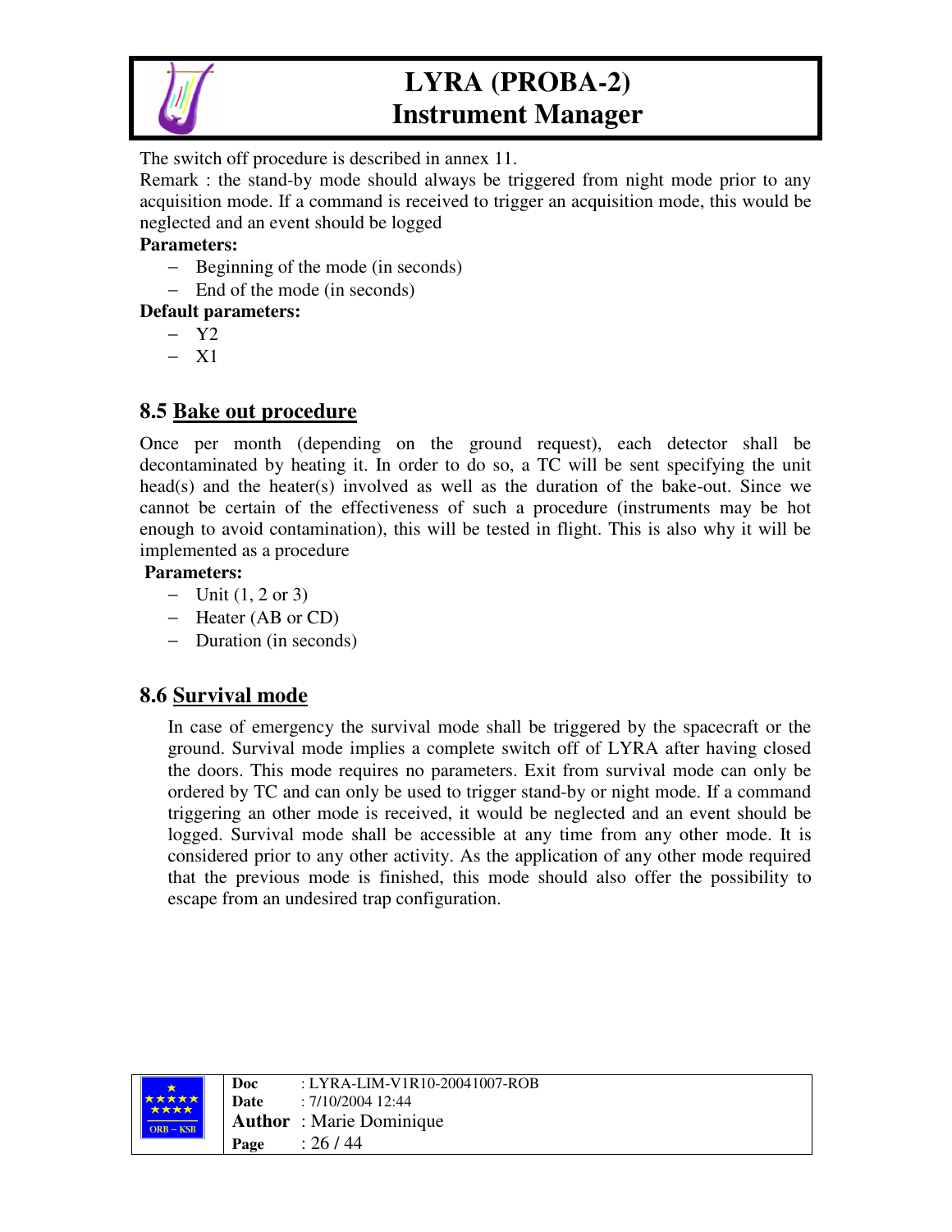The switch off procedure is described in annex 11.

Remark : the stand-by mode should always be triggered from night mode prior to any acquisition mode. If a command is received to trigger an acquisition mode, this would be neglected and an event should be logged

**Parameters:**

- Beginning of the mode (in seconds)
- End of the mode (in seconds)

**Default parameters:**

- Y2
- X1

## 8.5 Bake out procedure

Once per month (depending on the ground request), each detector shall be decontaminated by heating it. In order to do so, a TC will be sent specifying the unit head(s) and the heater(s) involved as well as the duration of the bake-out. Since we cannot be certain of the effectiveness of such a procedure (instruments may be hot enough to avoid contamination), this will be tested in flight. This is also why it will be implemented as a procedure

**Parameters:**

- Unit (1, 2 or 3)
- Heater (AB or CD)
- Duration (in seconds)

## 8.6 Survival mode

In case of emergency the survival mode shall be triggered by the spacecraft or the ground. Survival mode implies a complete switch off of LYRA after having closed the doors. This mode requires no parameters. Exit from survival mode can only be ordered by TC and can only be used to trigger stand-by or night mode. If a command triggering an other mode is received, it would be neglected and an event should be logged. Survival mode shall be accessible at any time from any other mode. It is considered prior to any other activity. As the application of any other mode required that the previous mode is finished, this mode should also offer the possibility to escape from an undesired trap configuration.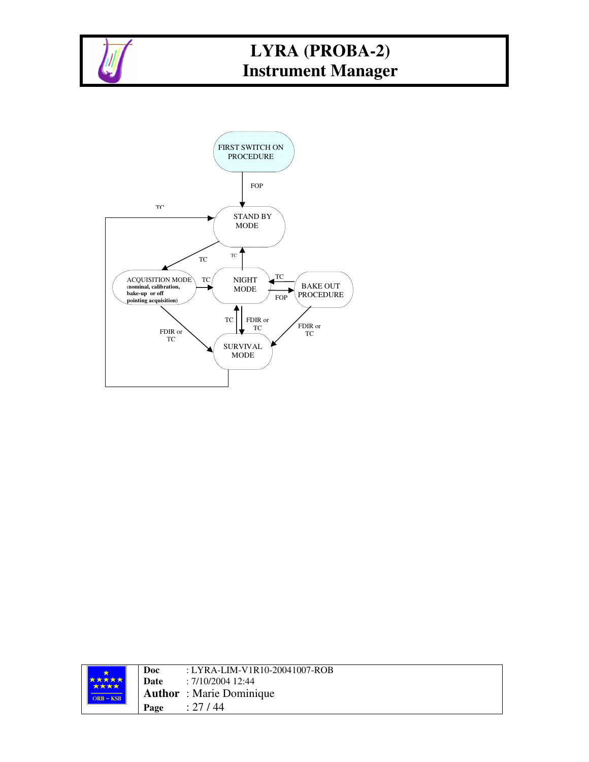FIRST SWITCH ON PROCEDURE

FOP

TC

STAND BY MODE

TC

TC

ACQUISITION MODE (nominal, calibration, bake-up or off pointing acquisition)

TC

NIGHT MODE

TC

FOP

BAKE OUT PROCEDURE

FDIR or TC

TC

FDIR or TC

FDIR or TC

SURVIVAL MODE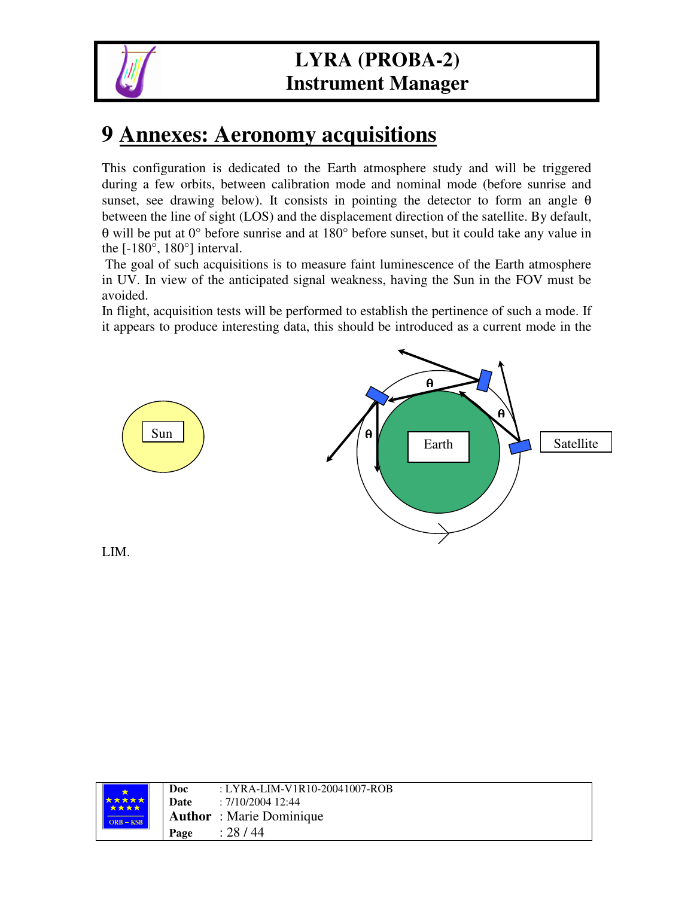# 9 Annexes: Aeronomy acquisitions

This configuration is dedicated to the Earth atmosphere study and will be triggered during a few orbits, between calibration mode and nominal mode (before sunrise and sunset, see drawing below). It consists in pointing the detector to form an angle θ between the line of sight (LOS) and the displacement direction of the satellite. By default, θ will be put at 0° before sunrise and at 180° before sunset, but it could take any value in the [-180°, 180°] interval.

The goal of such acquisitions is to measure faint luminescence of the Earth atmosphere in UV. In view of the anticipated signal weakness, having the Sun in the FOV must be avoided.

In flight, acquisition tests will be performed to establish the pertinence of such a mode. If it appears to produce interesting data, this should be introduced as a current mode in the LIM.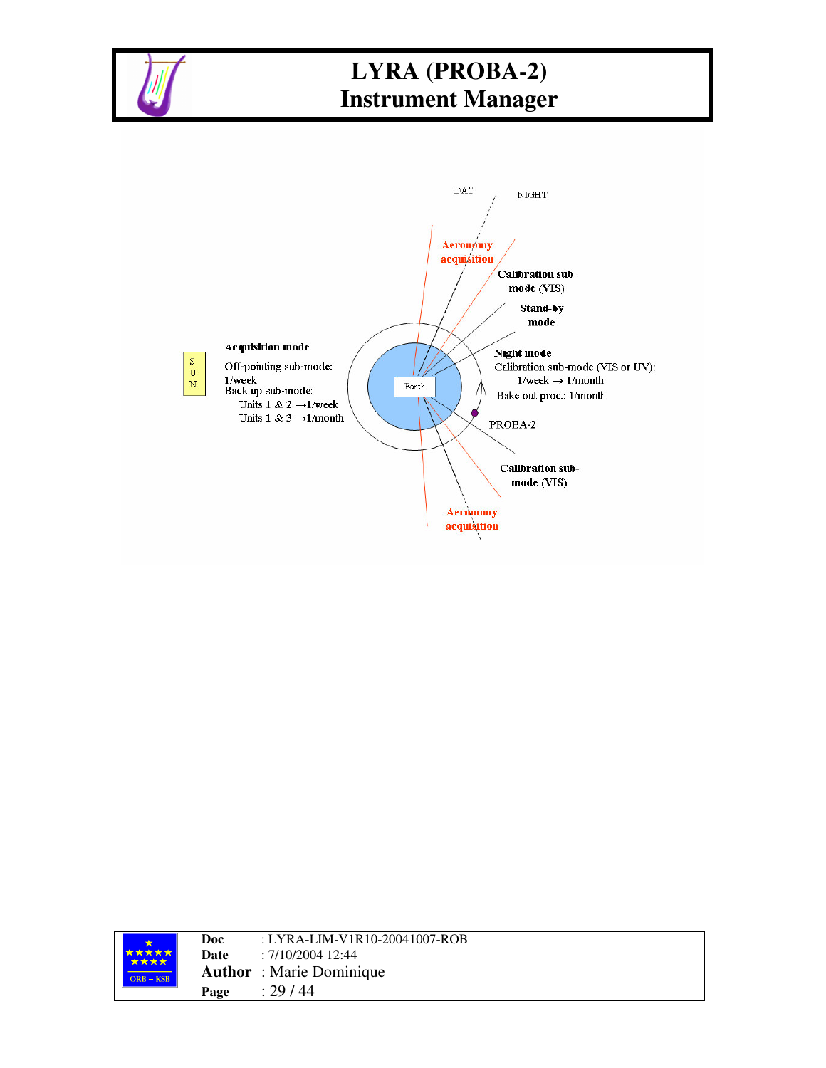DAY

NIGHT

Aeronomy acquisition

Calibration sub-mode (VIS)

Stand-by mode

Acquisition mode

Off-pointing sub-mode: 1/week

Back up sub-mode:

Units 1 & 2 →1/week

Units 1 & 3 →1/month

S U N

Earth

Night mode

Calibration sub-mode (VIS or UV): 1/week → 1/month

Bake out proc.: 1/month

PROBA-2

Calibration sub-mode (VIS)

Aeronomy acquisition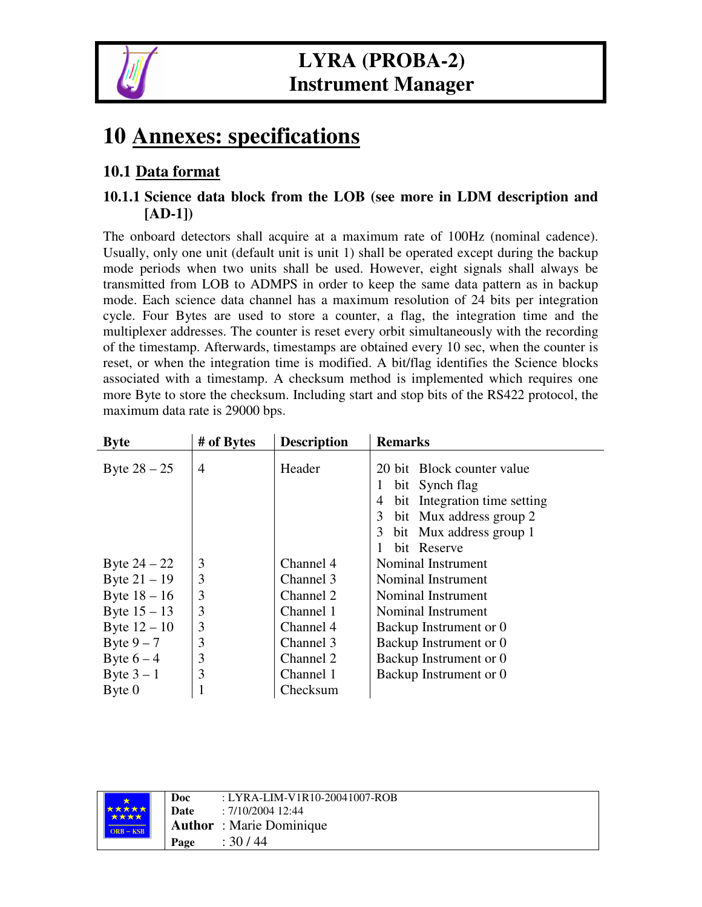# 10 Annexes: specifications

## 10.1 Data format

### 10.1.1 Science data block from the LOB (see more in LDM description and [AD-1])

The onboard detectors shall acquire at a maximum rate of 100Hz (nominal cadence). Usually, only one unit (default unit is unit 1) shall be operated except during the backup mode periods when two units shall be used. However, eight signals shall always be transmitted from LOB to ADMPS in order to keep the same data pattern as in backup mode. Each science data channel has a maximum resolution of 24 bits per integration cycle. Four Bytes are used to store a counter, a flag, the integration time and the multiplexer addresses. The counter is reset every orbit simultaneously with the recording of the timestamp. Afterwards, timestamps are obtained every 10 sec, when the counter is reset, or when the integration time is modified. A bit/flag identifies the Science blocks associated with a timestamp. A checksum method is implemented which requires one more Byte to store the checksum. Including start and stop bits of the RS422 protocol, the maximum data rate is 29000 bps.

| Byte | # of Bytes | Description | Remarks |
|---|---|---|---|
| Byte 28 – 25 | 4 | Header | 20 bit Block counter value<br>1 bit Synch flag<br>4 bit Integration time setting<br>3 bit Mux address group 2<br>3 bit Mux address group 1<br>1 bit Reserve |
| Byte 24 – 22 | 3 | Channel 4 | Nominal Instrument |
| Byte 21 – 19 | 3 | Channel 3 | Nominal Instrument |
| Byte 18 – 16 | 3 | Channel 2 | Nominal Instrument |
| Byte 15 – 13 | 3 | Channel 1 | Nominal Instrument |
| Byte 12 – 10 | 3 | Channel 4 | Backup Instrument or 0 |
| Byte 9 – 7 | 3 | Channel 3 | Backup Instrument or 0 |
| Byte 6 – 4 | 3 | Channel 2 | Backup Instrument or 0 |
| Byte 3 – 1 | 3 | Channel 1 | Backup Instrument or 0 |
| Byte 0 | 1 | Checksum | |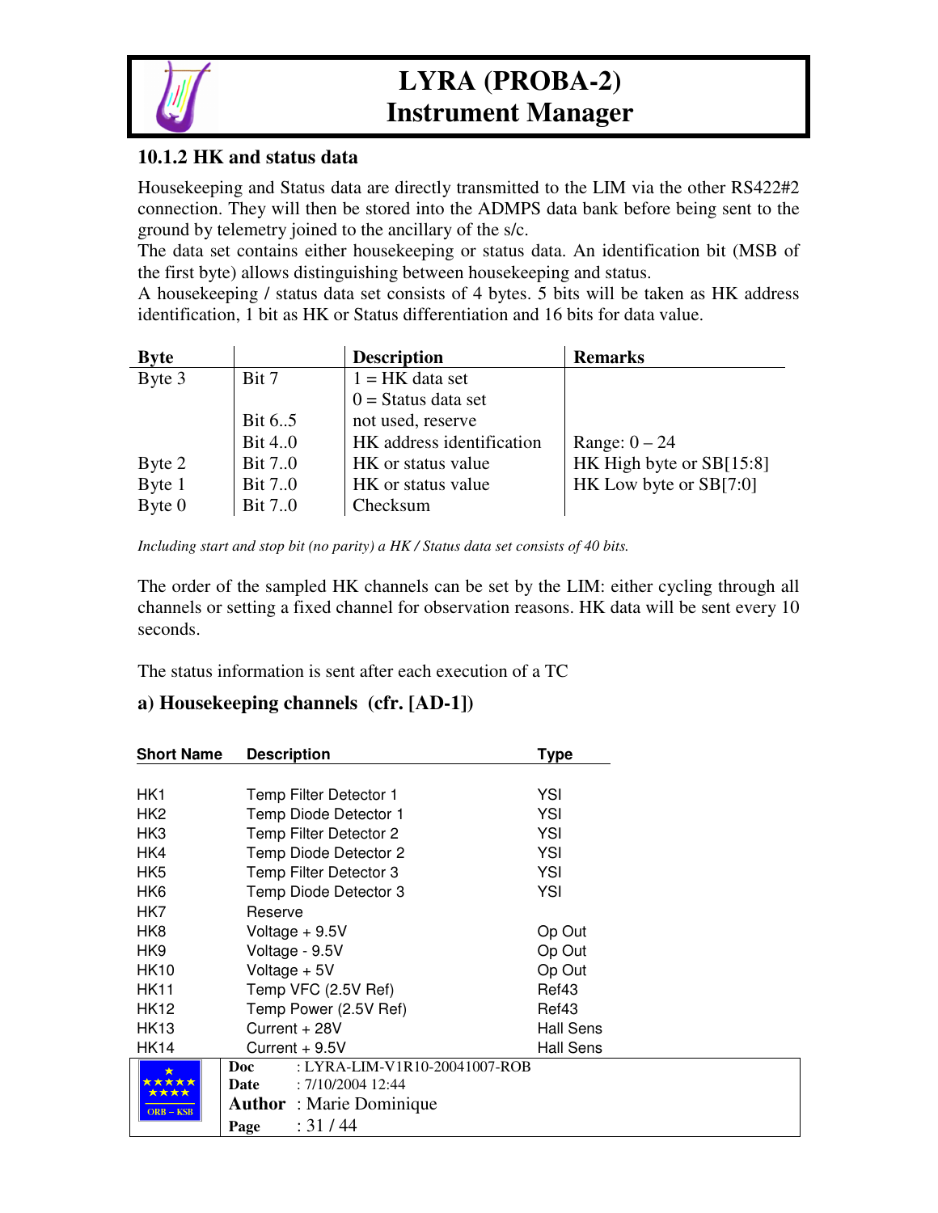### 10.1.2 HK and status data

Housekeeping and Status data are directly transmitted to the LIM via the other RS422#2 connection. They will then be stored into the ADMPS data bank before being sent to the ground by telemetry joined to the ancillary of the s/c.
The data set contains either housekeeping or status data. An identification bit (MSB of the first byte) allows distinguishing between housekeeping and status.
A housekeeping / status data set consists of 4 bytes. 5 bits will be taken as HK address identification, 1 bit as HK or Status differentiation and 16 bits for data value.

| Byte | | Description | Remarks |
|---|---|---|---|
| Byte 3 | Bit 7 | 1 = HK data set<br>0 = Status data set | |
| | Bit 6..5 | not used, reserve | |
| | Bit 4..0 | HK address identification | Range: 0 – 24 |
| Byte 2 | Bit 7..0 | HK or status value | HK High byte or SB[15:8] |
| Byte 1 | Bit 7..0 | HK or status value | HK Low byte or SB[7:0] |
| Byte 0 | Bit 7..0 | Checksum | |

*Including start and stop bit (no parity) a HK / Status data set consists of 40 bits.*

The order of the sampled HK channels can be set by the LIM: either cycling through all channels or setting a fixed channel for observation reasons. HK data will be sent every 10 seconds.

The status information is sent after each execution of a TC

#### a) Housekeeping channels (cfr. [AD-1])

| Short Name | Description | Type |
|---|---|---|
| HK1 | Temp Filter Detector 1 | YSI |
| HK2 | Temp Diode Detector 1 | YSI |
| HK3 | Temp Filter Detector 2 | YSI |
| HK4 | Temp Diode Detector 2 | YSI |
| HK5 | Temp Filter Detector 3 | YSI |
| HK6 | Temp Diode Detector 3 | YSI |
| HK7 | Reserve | |
| HK8 | Voltage + 9.5V | Op Out |
| HK9 | Voltage - 9.5V | Op Out |
| HK10 | Voltage + 5V | Op Out |
| HK11 | Temp VFC (2.5V Ref) | Ref43 |
| HK12 | Temp Power (2.5V Ref) | Ref43 |
| HK13 | Current + 28V | Hall Sens |
| HK14 | Current + 9.5V | Hall Sens |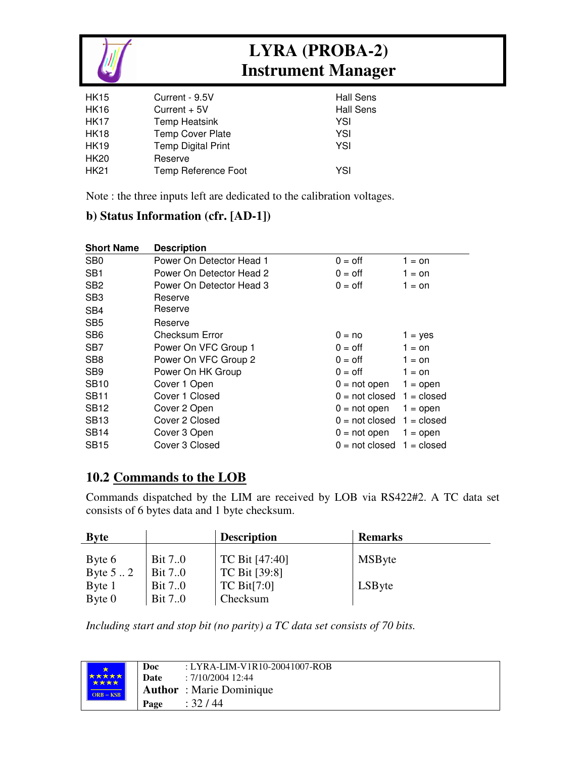| | | |
|---|---|---|
| HK15 | Current - 9.5V | Hall Sens |
| HK16 | Current + 5V | Hall Sens |
| HK17 | Temp Heatsink | YSI |
| HK18 | Temp Cover Plate | YSI |
| HK19 | Temp Digital Print | YSI |
| HK20 | Reserve | |
| HK21 | Temp Reference Foot | YSI |

Note : the three inputs left are dedicated to the calibration voltages.

### b) Status Information (cfr. [AD-1])

| Short Name | Description | | |
|---|---|---|---|
| SB0 | Power On Detector Head 1 | 0 = off | 1 = on |
| SB1 | Power On Detector Head 2 | 0 = off | 1 = on |
| SB2 | Power On Detector Head 3 | 0 = off | 1 = on |
| SB3 | Reserve | | |
| SB4 | Reserve | | |
| SB5 | Reserve | | |
| SB6 | Checksum Error | 0 = no | 1 = yes |
| SB7 | Power On VFC Group 1 | 0 = off | 1 = on |
| SB8 | Power On VFC Group 2 | 0 = off | 1 = on |
| SB9 | Power On HK Group | 0 = off | 1 = on |
| SB10 | Cover 1 Open | 0 = not open | 1 = open |
| SB11 | Cover 1 Closed | 0 = not closed | 1 = closed |
| SB12 | Cover 2 Open | 0 = not open | 1 = open |
| SB13 | Cover 2 Closed | 0 = not closed | 1 = closed |
| SB14 | Cover 3 Open | 0 = not open | 1 = open |
| SB15 | Cover 3 Closed | 0 = not closed | 1 = closed |

## 10.2 Commands to the LOB

Commands dispatched by the LIM are received by LOB via RS422#2. A TC data set consists of 6 bytes data and 1 byte checksum.

| Byte | | Description | Remarks |
|---|---|---|---|
| Byte 6 | Bit 7..0 | TC Bit [47:40] | MSByte |
| Byte 5 .. 2 | Bit 7..0 | TC Bit [39:8] | |
| Byte 1 | Bit 7..0 | TC Bit[7:0] | LSByte |
| Byte 0 | Bit 7..0 | Checksum | |

*Including start and stop bit (no parity) a TC data set consists of 70 bits.*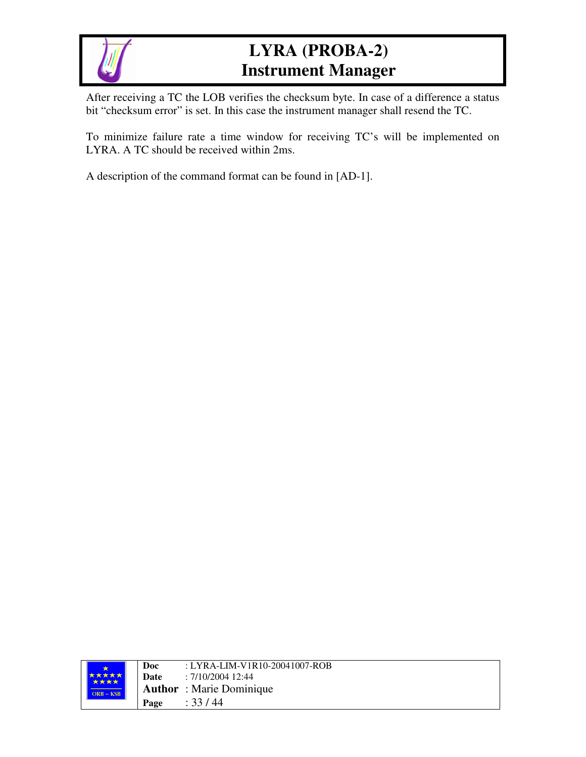After receiving a TC the LOB verifies the checksum byte. In case of a difference a status bit “checksum error” is set. In this case the instrument manager shall resend the TC.

To minimize failure rate a time window for receiving TC’s will be implemented on LYRA. A TC should be received within 2ms.

A description of the command format can be found in [AD-1].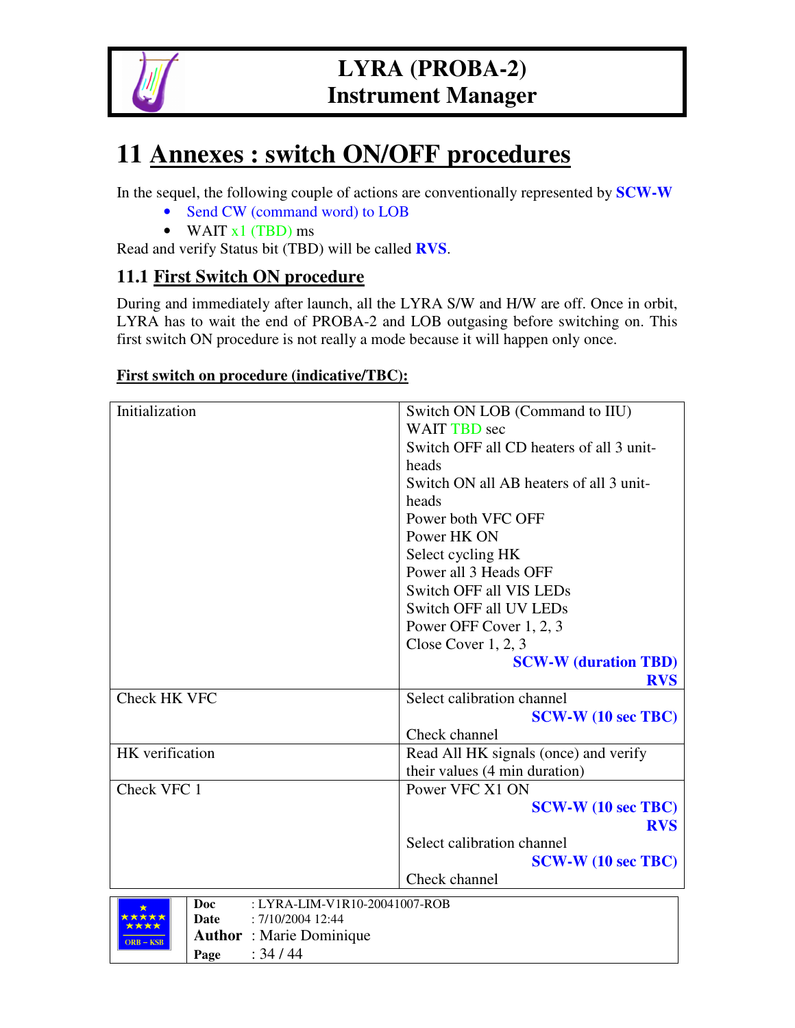# 11 Annexes : switch ON/OFF procedures

In the sequel, the following couple of actions are conventionally represented by **SCW-W**

- Send CW (command word) to LOB
- WAIT x1 (TBD) ms

Read and verify Status bit (TBD) will be called **RVS**.

## 11.1 First Switch ON procedure

During and immediately after launch, all the LYRA S/W and H/W are off. Once in orbit, LYRA has to wait the end of PROBA-2 and LOB outgasing before switching on. This first switch ON procedure is not really a mode because it will happen only once.

**First switch on procedure (indicative/TBC):**

| | |
|---|---|
| Initialization | Switch ON LOB (Command to IIU)<br>WAIT TBD sec<br>Switch OFF all CD heaters of all 3 unit-heads<br>Switch ON all AB heaters of all 3 unit-heads<br>Power both VFC OFF<br>Power HK ON<br>Select cycling HK<br>Power all 3 Heads OFF<br>Switch OFF all VIS LEDs<br>Switch OFF all UV LEDs<br>Power OFF Cover 1, 2, 3<br>Close Cover 1, 2, 3<br>**SCW-W (duration TBD)**<br>**RVS** |
| Check HK VFC | Select calibration channel<br>**SCW-W (10 sec TBC)**<br>Check channel |
| HK verification | Read All HK signals (once) and verify their values (4 min duration) |
| Check VFC 1 | Power VFC X1 ON<br>**SCW-W (10 sec TBC)**<br>**RVS**<br>Select calibration channel<br>**SCW-W (10 sec TBC)**<br>Check channel |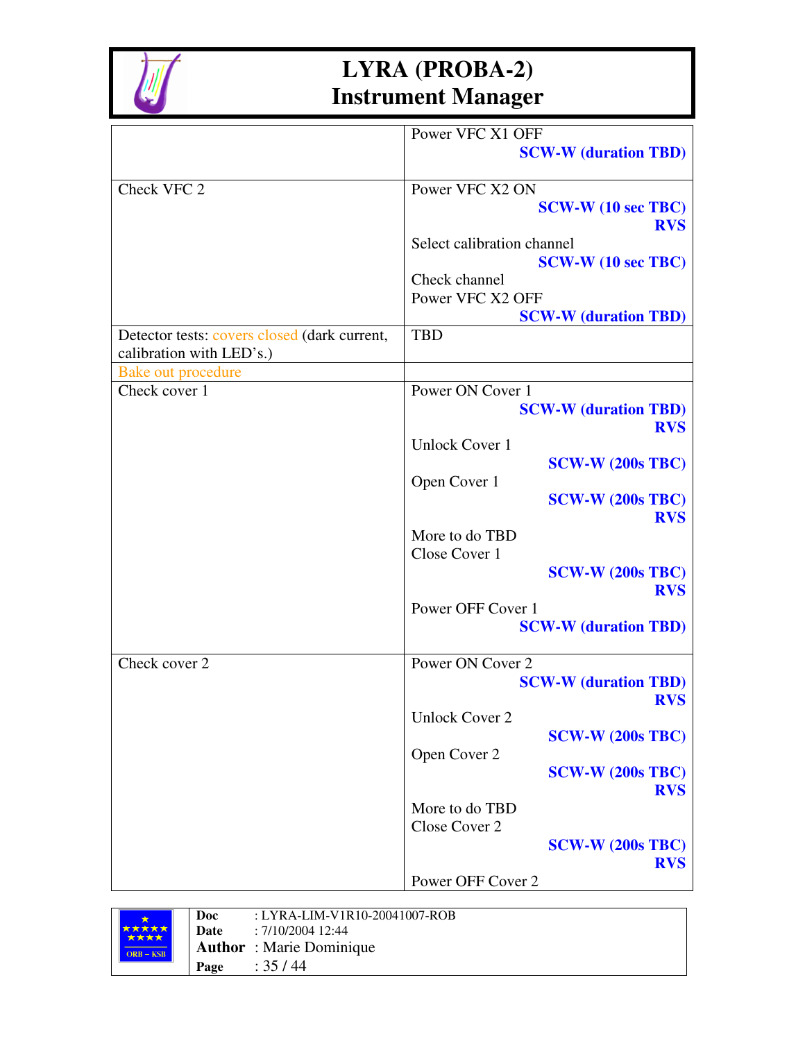| | |
|---|---|
| | Power VFC X1 OFF<br>**SCW-W (duration TBD)** |
| Check VFC 2 | Power VFC X2 ON<br>**SCW-W (10 sec TBC)**<br>**RVS**<br>Select calibration channel<br>**SCW-W (10 sec TBC)**<br>Check channel<br>Power VFC X2 OFF<br>**SCW-W (duration TBD)** |
| Detector tests: covers closed (dark current, calibration with LED's.) | TBD |
| Bake out procedure | |
| Check cover 1 | Power ON Cover 1<br>**SCW-W (duration TBD)**<br>**RVS**<br>Unlock Cover 1<br>**SCW-W (200s TBC)**<br>Open Cover 1<br>**SCW-W (200s TBC)**<br>**RVS**<br>More to do TBD<br>Close Cover 1<br>**SCW-W (200s TBC)**<br>**RVS**<br>Power OFF Cover 1<br>**SCW-W (duration TBD)** |
| Check cover 2 | Power ON Cover 2<br>**SCW-W (duration TBD)**<br>**RVS**<br>Unlock Cover 2<br>**SCW-W (200s TBC)**<br>Open Cover 2<br>**SCW-W (200s TBC)**<br>**RVS**<br>More to do TBD<br>Close Cover 2<br>**SCW-W (200s TBC)**<br>**RVS**<br>Power OFF Cover 2 |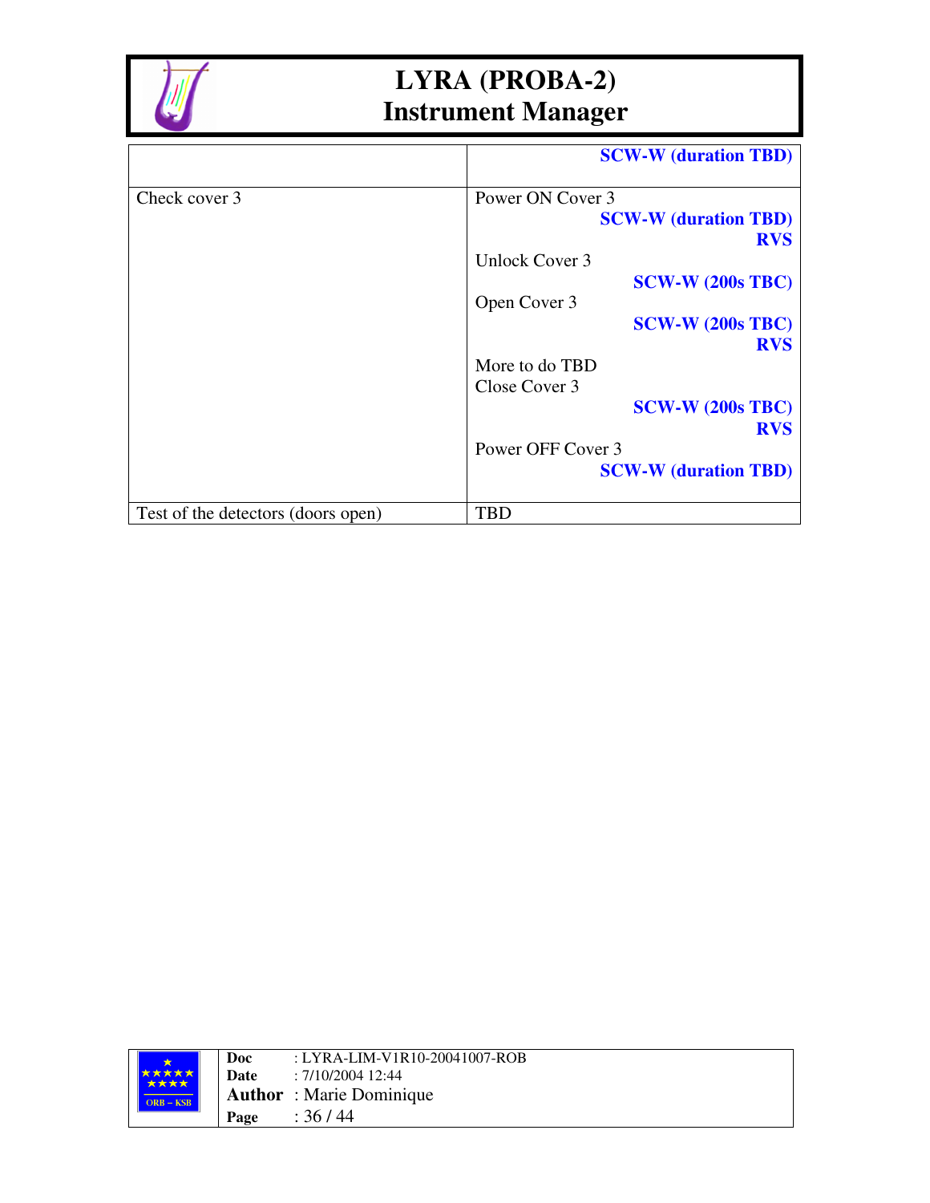| | |
|---|---|
| | **SCW-W (duration TBD)** |
| Check cover 3 | Power ON Cover 3<br>**SCW-W (duration TBD)**<br>**RVS**<br>Unlock Cover 3<br>**SCW-W (200s TBC)**<br>Open Cover 3<br>**SCW-W (200s TBC)**<br>**RVS**<br>More to do TBD<br>Close Cover 3<br>**SCW-W (200s TBC)**<br>**RVS**<br>Power OFF Cover 3<br>**SCW-W (duration TBD)** |
| Test of the detectors (doors open) | TBD |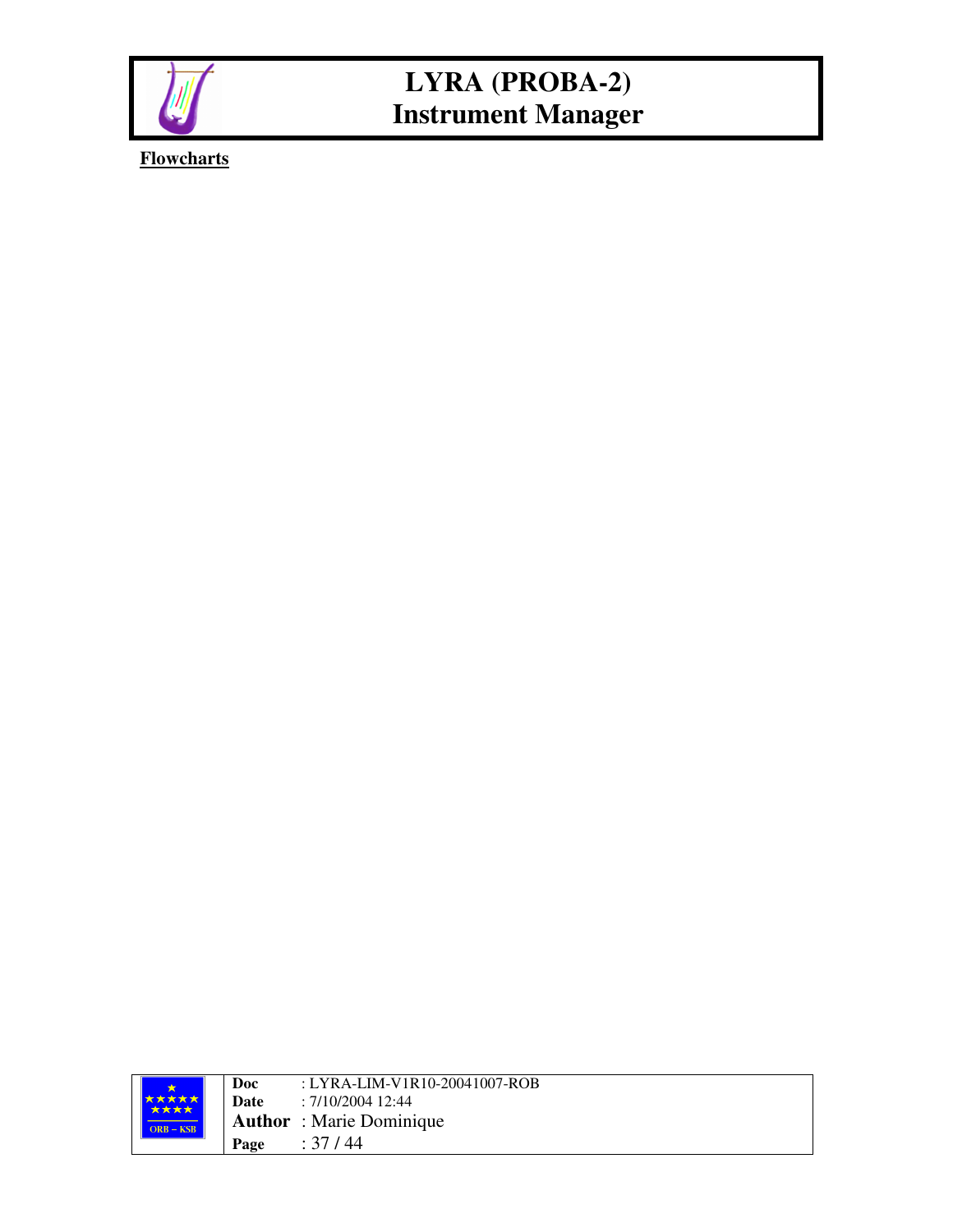**Flowcharts**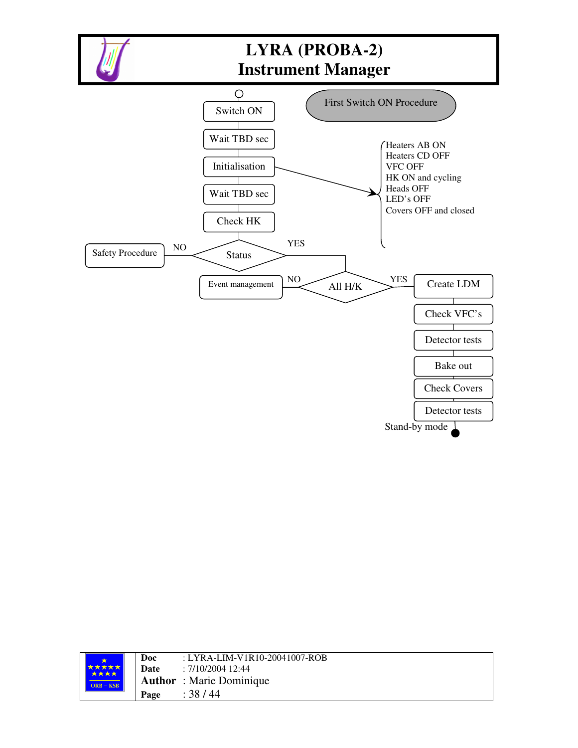# LYRA (PROBA-2)
# Instrument Manager

**First Switch ON Procedure**

- Switch ON
- Wait TBD sec
- Initialisation
  - Heaters AB ON
  - Heaters CD OFF
  - VFC OFF
  - HK ON and cycling
  - Heads OFF
  - LED's OFF
  - Covers OFF and closed
- Wait TBD sec
- Check HK
- Status
  - NO → Safety Procedure
  - YES → All H/K
    - NO → Event management
    - YES →
      - Create LDM
      - Check VFC's
      - Detector tests
      - Bake out
      - Check Covers
      - Detector tests
      - Stand-by mode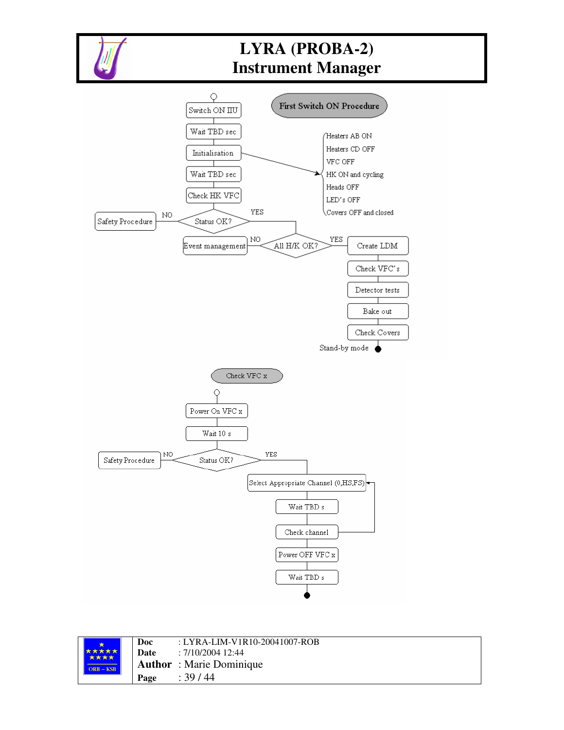First Switch ON Procedure

Switch ON IIU

Wait TBD sec

Initialisation

Wait TBD sec

Check HK VFC

Heaters AB ON
Heaters CD OFF
VFC OFF
HK ON and cycling
Heads OFF
LED's OFF
Covers OFF and closed

Safety Procedure

NO

Status OK?

YES

Event management

NO

All H/K OK?

YES

Create LDM

Check VFC's

Detector tests

Bake out

Check Covers

Stand-by mode

Check VFC x

Power On VFC x

Wait 10 s

Safety Procedure

NO

Status OK?

YES

Select Appropriate Channel (0,HS,FS)

Wait TBD s

Check channel

Power OFF VFC x

Wait TBD s